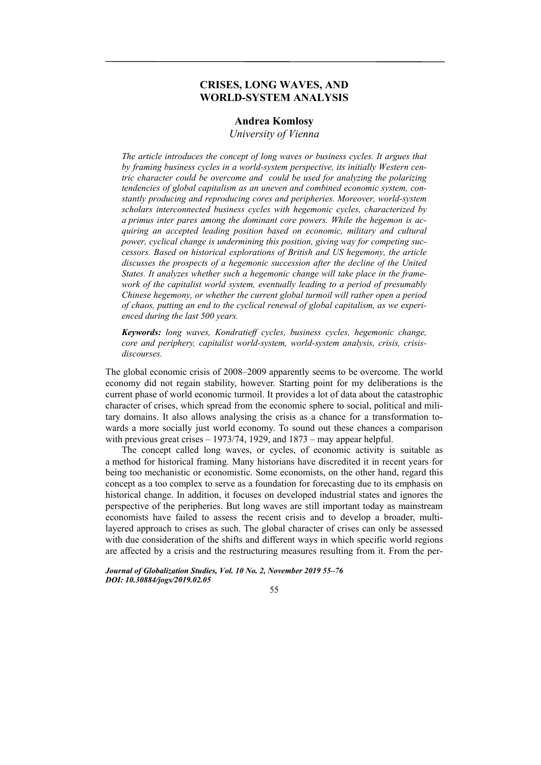# CRISES, LONG WAVES, AND WORLD-SYSTEM ANALYSIS

**Andrea Komlosy**

*University of Vienna*

*The article introduces the concept of long waves or business cycles. It argues that by framing business cycles in a world-system perspective, its initially Western centric character could be overcome and could be used for analyzing the polarizing tendencies of global capitalism as an uneven and combined economic system, constantly producing and reproducing cores and peripheries. Moreover, world-system scholars interconnected business cycles with hegemonic cycles, characterized by a primus inter pares among the dominant core powers. While the hegemon is acquiring an accepted leading position based on economic, military and cultural power, cyclical change is undermining this position, giving way for competing successors. Based on historical explorations of British and US hegemony, the article discusses the prospects of a hegemonic succession after the decline of the United States. It analyzes whether such a hegemonic change will take place in the framework of the capitalist world system, eventually leading to a period of presumably Chinese hegemony, or whether the current global turmoil will rather open a period of chaos, putting an end to the cyclical renewal of global capitalism, as we experienced during the last 500 years.*

***Keywords:*** *long waves, Kondratieff cycles, business cycles, hegemonic change, core and periphery, capitalist world-system, world-system analysis, crisis, crisis-discourses.*

The global economic crisis of 2008–2009 apparently seems to be overcome. The world economy did not regain stability, however. Starting point for my deliberations is the current phase of world economic turmoil. It provides a lot of data about the catastrophic character of crises, which spread from the economic sphere to social, political and military domains. It also allows analysing the crisis as a chance for a transformation towards a more socially just world economy. To sound out these chances a comparison with previous great crises – 1973/74, 1929, and 1873 – may appear helpful.

The concept called long waves, or cycles, of economic activity is suitable as a method for historical framing. Many historians have discredited it in recent years for being too mechanistic or economistic. Some economists, on the other hand, regard this concept as a too complex to serve as a foundation for forecasting due to its emphasis on historical change. In addition, it focuses on developed industrial states and ignores the perspective of the peripheries. But long waves are still important today as mainstream economists have failed to assess the recent crisis and to develop a broader, multi-layered approach to crises as such. The global character of crises can only be assessed with due consideration of the shifts and different ways in which specific world regions are affected by a crisis and the restructuring measures resulting from it. From the per-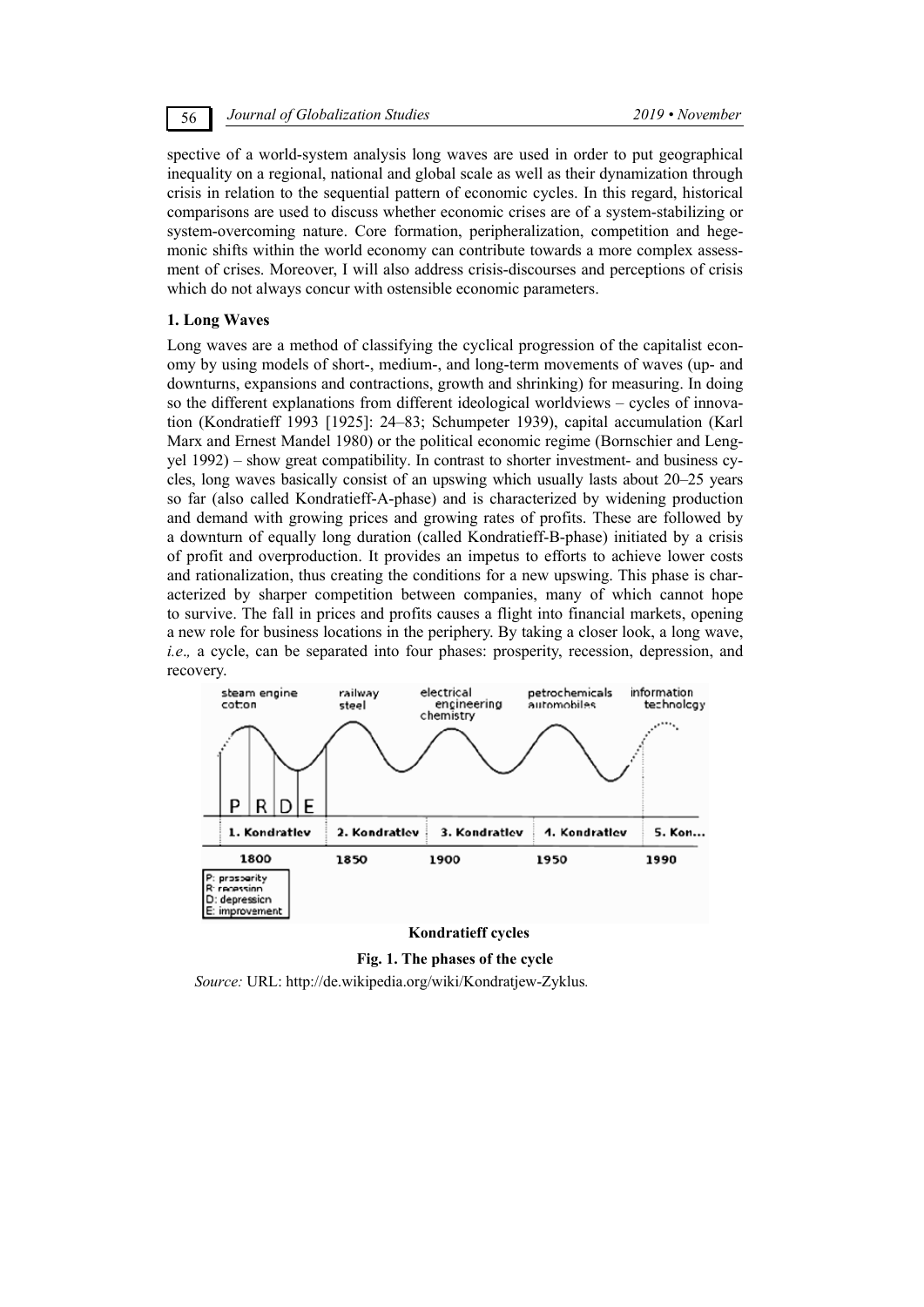spective of a world-system analysis long waves are used in order to put geographical inequality on a regional, national and global scale as well as their dynamization through crisis in relation to the sequential pattern of economic cycles. In this regard, historical comparisons are used to discuss whether economic crises are of a system-stabilizing or system-overcoming nature. Core formation, peripheralization, competition and hegemonic shifts within the world economy can contribute towards a more complex assessment of crises. Moreover, I will also address crisis-discourses and perceptions of crisis which do not always concur with ostensible economic parameters.

## 1. Long Waves

Long waves are a method of classifying the cyclical progression of the capitalist economy by using models of short-, medium-, and long-term movements of waves (up- and downturns, expansions and contractions, growth and shrinking) for measuring. In doing so the different explanations from different ideological worldviews – cycles of innovation (Kondratieff 1993 [1925]: 24–83; Schumpeter 1939), capital accumulation (Karl Marx and Ernest Mandel 1980) or the political economic regime (Bornschier and Lengyel 1992) – show great compatibility. In contrast to shorter investment- and business cycles, long waves basically consist of an upswing which usually lasts about 20–25 years so far (also called Kondratieff-A-phase) and is characterized by widening production and demand with growing prices and growing rates of profits. These are followed by a downturn of equally long duration (called Kondratieff-B-phase) initiated by a crisis of profit and overproduction. It provides an impetus to efforts to achieve lower costs and rationalization, thus creating the conditions for a new upswing. This phase is characterized by sharper competition between companies, many of which cannot hope to survive. The fall in prices and profits causes a flight into financial markets, opening a new role for business locations in the periphery. By taking a closer look, a long wave, *i.e.,* a cycle, can be separated into four phases: prosperity, recession, depression, and recovery.

**Kondratieff cycles**

**Fig. 1. The phases of the cycle**

*Source:* URL: http://de.wikipedia.org/wiki/Kondratjew-Zyklus.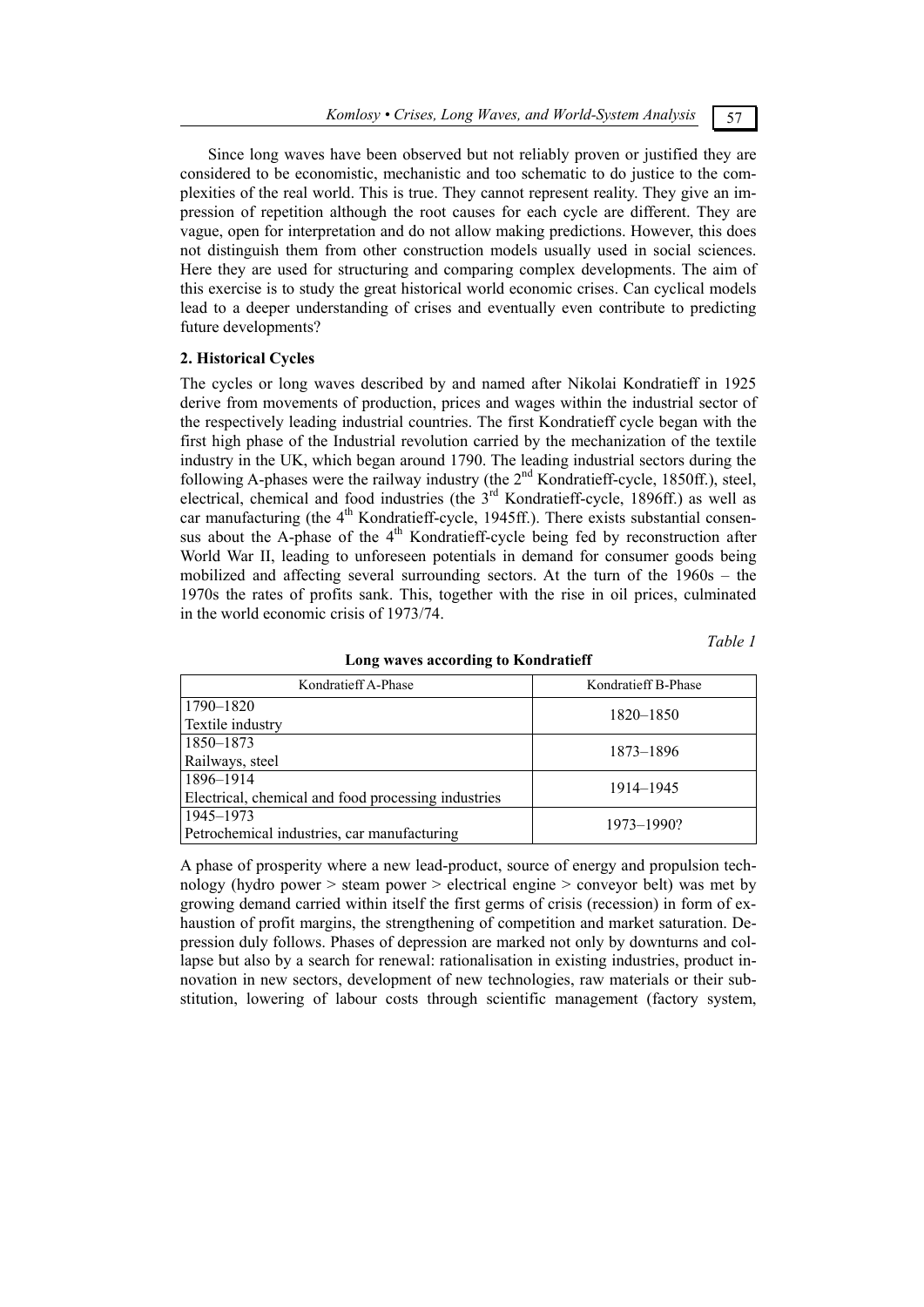Since long waves have been observed but not reliably proven or justified they are considered to be economistic, mechanistic and too schematic to do justice to the complexities of the real world. This is true. They cannot represent reality. They give an impression of repetition although the root causes for each cycle are different. They are vague, open for interpretation and do not allow making predictions. However, this does not distinguish them from other construction models usually used in social sciences. Here they are used for structuring and comparing complex developments. The aim of this exercise is to study the great historical world economic crises. Can cyclical models lead to a deeper understanding of crises and eventually even contribute to predicting future developments?

## 2. Historical Cycles

The cycles or long waves described by and named after Nikolai Kondratieff in 1925 derive from movements of production, prices and wages within the industrial sector of the respectively leading industrial countries. The first Kondratieff cycle began with the first high phase of the Industrial revolution carried by the mechanization of the textile industry in the UK, which began around 1790. The leading industrial sectors during the following A-phases were the railway industry (the 2nd Kondratieff-cycle, 1850ff.), steel, electrical, chemical and food industries (the 3rd Kondratieff-cycle, 1896ff.) as well as car manufacturing (the 4th Kondratieff-cycle, 1945ff.). There exists substantial consensus about the A-phase of the 4th Kondratieff-cycle being fed by reconstruction after World War II, leading to unforeseen potentials in demand for consumer goods being mobilized and affecting several surrounding sectors. At the turn of the 1960s – the 1970s the rates of profits sank. This, together with the rise in oil prices, culminated in the world economic crisis of 1973/74.

*Table 1*

**Long waves according to Kondratieff**

| Kondratieff A-Phase | Kondratieff B-Phase |
|---|---|
| 1790–1820<br>Textile industry | 1820–1850 |
| 1850–1873<br>Railways, steel | 1873–1896 |
| 1896–1914<br>Electrical, chemical and food processing industries | 1914–1945 |
| 1945–1973<br>Petrochemical industries, car manufacturing | 1973–1990? |

A phase of prosperity where a new lead-product, source of energy and propulsion technology (hydro power > steam power > electrical engine > conveyor belt) was met by growing demand carried within itself the first germs of crisis (recession) in form of exhaustion of profit margins, the strengthening of competition and market saturation. Depression duly follows. Phases of depression are marked not only by downturns and collapse but also by a search for renewal: rationalisation in existing industries, product innovation in new sectors, development of new technologies, raw materials or their substitution, lowering of labour costs through scientific management (factory system,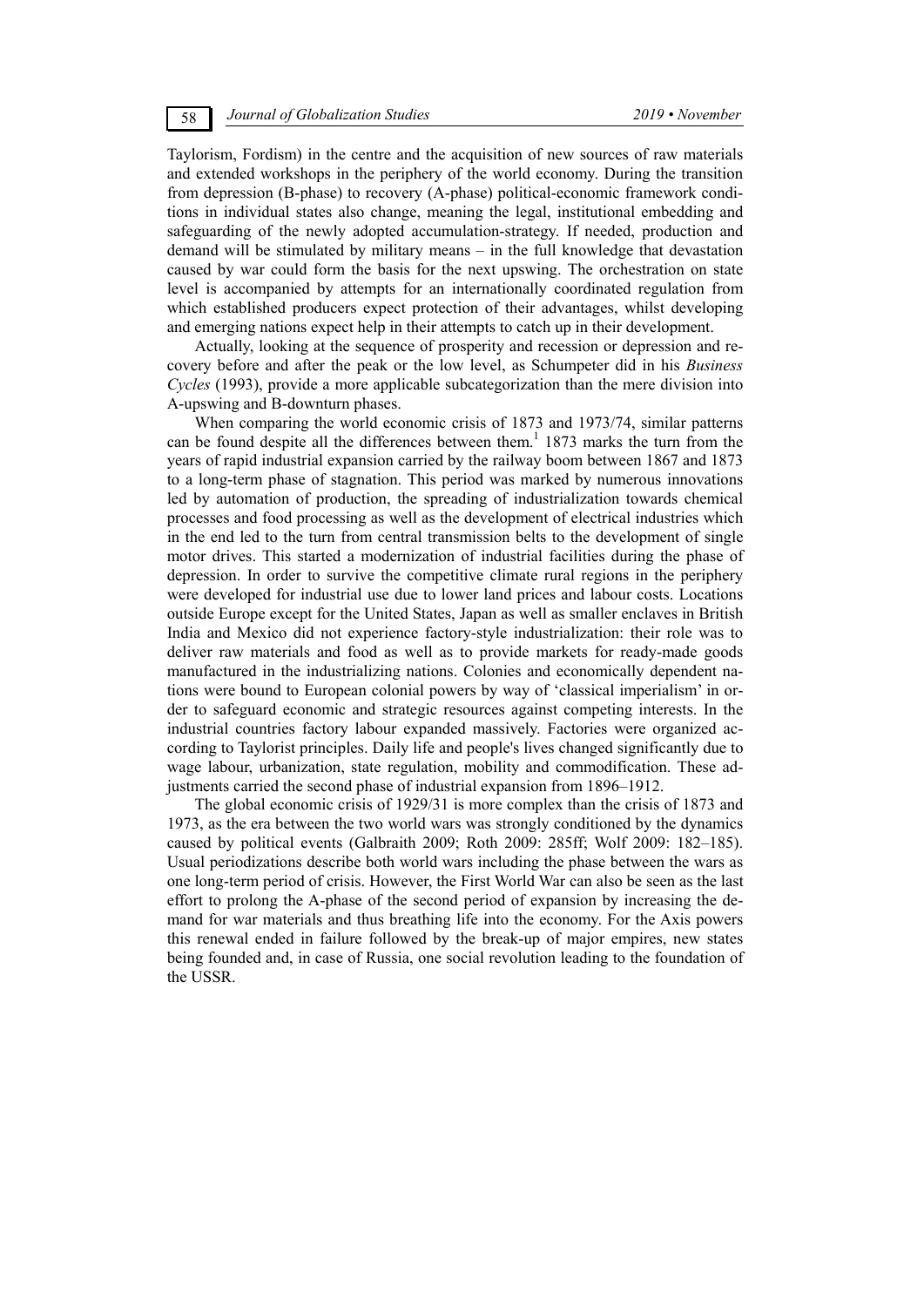Taylorism, Fordism) in the centre and the acquisition of new sources of raw materials and extended workshops in the periphery of the world economy. During the transition from depression (B-phase) to recovery (A-phase) political-economic framework conditions in individual states also change, meaning the legal, institutional embedding and safeguarding of the newly adopted accumulation-strategy. If needed, production and demand will be stimulated by military means – in the full knowledge that devastation caused by war could form the basis for the next upswing. The orchestration on state level is accompanied by attempts for an internationally coordinated regulation from which established producers expect protection of their advantages, whilst developing and emerging nations expect help in their attempts to catch up in their development.

Actually, looking at the sequence of prosperity and recession or depression and recovery before and after the peak or the low level, as Schumpeter did in his *Business Cycles* (1993), provide a more applicable subcategorization than the mere division into A-upswing and B-downturn phases.

When comparing the world economic crisis of 1873 and 1973/74, similar patterns can be found despite all the differences between them.[1] 1873 marks the turn from the years of rapid industrial expansion carried by the railway boom between 1867 and 1873 to a long-term phase of stagnation. This period was marked by numerous innovations led by automation of production, the spreading of industrialization towards chemical processes and food processing as well as the development of electrical industries which in the end led to the turn from central transmission belts to the development of single motor drives. This started a modernization of industrial facilities during the phase of depression. In order to survive the competitive climate rural regions in the periphery were developed for industrial use due to lower land prices and labour costs. Locations outside Europe except for the United States, Japan as well as smaller enclaves in British India and Mexico did not experience factory-style industrialization: their role was to deliver raw materials and food as well as to provide markets for ready-made goods manufactured in the industrializing nations. Colonies and economically dependent nations were bound to European colonial powers by way of 'classical imperialism' in order to safeguard economic and strategic resources against competing interests. In the industrial countries factory labour expanded massively. Factories were organized according to Taylorist principles. Daily life and people's lives changed significantly due to wage labour, urbanization, state regulation, mobility and commodification. These adjustments carried the second phase of industrial expansion from 1896–1912.

The global economic crisis of 1929/31 is more complex than the crisis of 1873 and 1973, as the era between the two world wars was strongly conditioned by the dynamics caused by political events (Galbraith 2009; Roth 2009: 285ff; Wolf 2009: 182–185). Usual periodizations describe both world wars including the phase between the wars as one long-term period of crisis. However, the First World War can also be seen as the last effort to prolong the A-phase of the second period of expansion by increasing the demand for war materials and thus breathing life into the economy. For the Axis powers this renewal ended in failure followed by the break-up of major empires, new states being founded and, in case of Russia, one social revolution leading to the foundation of the USSR.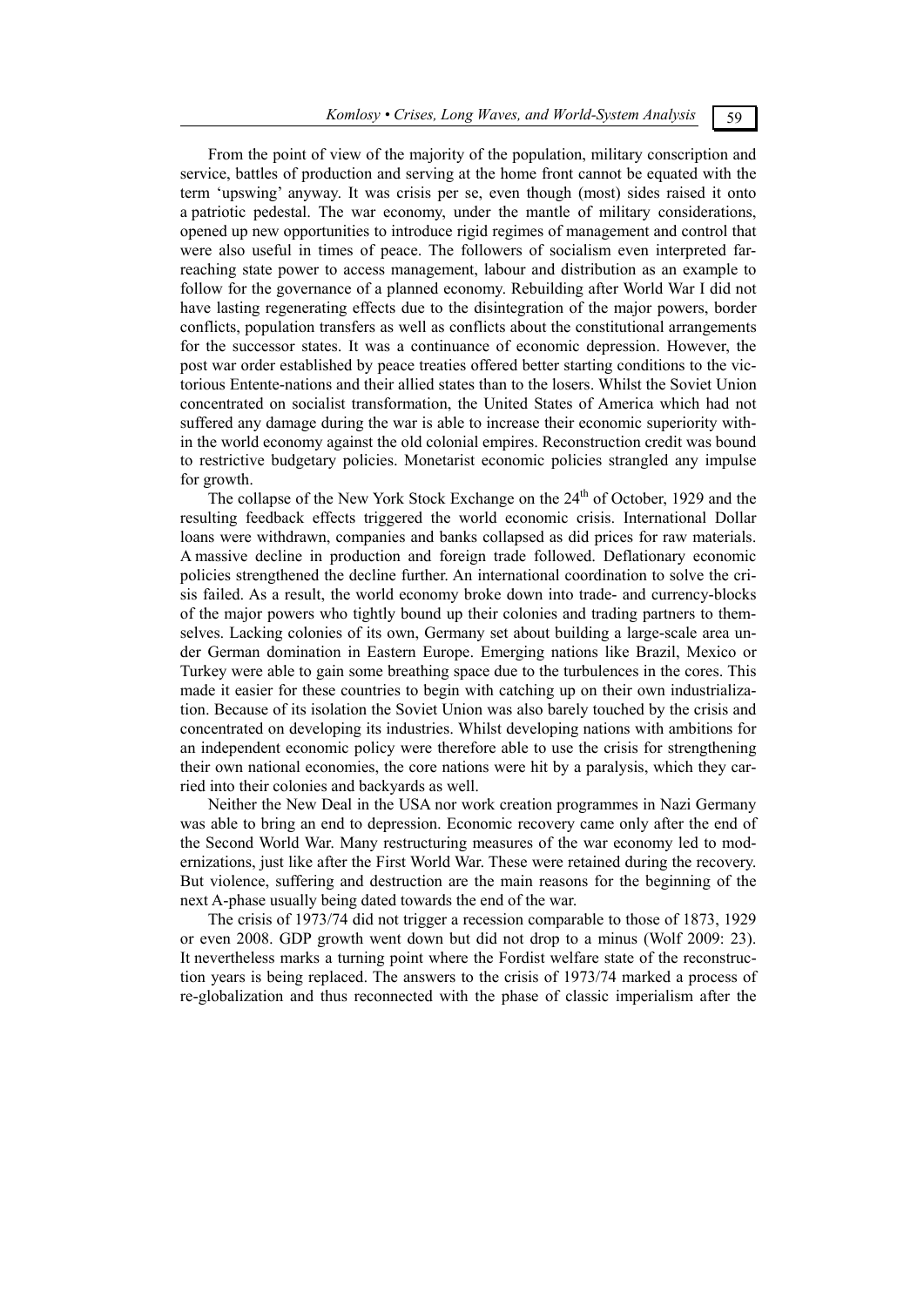From the point of view of the majority of the population, military conscription and service, battles of production and serving at the home front cannot be equated with the term 'upswing' anyway. It was crisis per se, even though (most) sides raised it onto a patriotic pedestal. The war economy, under the mantle of military considerations, opened up new opportunities to introduce rigid regimes of management and control that were also useful in times of peace. The followers of socialism even interpreted far-reaching state power to access management, labour and distribution as an example to follow for the governance of a planned economy. Rebuilding after World War I did not have lasting regenerating effects due to the disintegration of the major powers, border conflicts, population transfers as well as conflicts about the constitutional arrangements for the successor states. It was a continuance of economic depression. However, the post war order established by peace treaties offered better starting conditions to the victorious Entente-nations and their allied states than to the losers. Whilst the Soviet Union concentrated on socialist transformation, the United States of America which had not suffered any damage during the war is able to increase their economic superiority within the world economy against the old colonial empires. Reconstruction credit was bound to restrictive budgetary policies. Monetarist economic policies strangled any impulse for growth.

The collapse of the New York Stock Exchange on the 24th of October, 1929 and the resulting feedback effects triggered the world economic crisis. International Dollar loans were withdrawn, companies and banks collapsed as did prices for raw materials. A massive decline in production and foreign trade followed. Deflationary economic policies strengthened the decline further. An international coordination to solve the crisis failed. As a result, the world economy broke down into trade- and currency-blocks of the major powers who tightly bound up their colonies and trading partners to themselves. Lacking colonies of its own, Germany set about building a large-scale area under German domination in Eastern Europe. Emerging nations like Brazil, Mexico or Turkey were able to gain some breathing space due to the turbulences in the cores. This made it easier for these countries to begin with catching up on their own industrialization. Because of its isolation the Soviet Union was also barely touched by the crisis and concentrated on developing its industries. Whilst developing nations with ambitions for an independent economic policy were therefore able to use the crisis for strengthening their own national economies, the core nations were hit by a paralysis, which they carried into their colonies and backyards as well.

Neither the New Deal in the USA nor work creation programmes in Nazi Germany was able to bring an end to depression. Economic recovery came only after the end of the Second World War. Many restructuring measures of the war economy led to modernizations, just like after the First World War. These were retained during the recovery. But violence, suffering and destruction are the main reasons for the beginning of the next A-phase usually being dated towards the end of the war.

The crisis of 1973/74 did not trigger a recession comparable to those of 1873, 1929 or even 2008. GDP growth went down but did not drop to a minus (Wolf 2009: 23). It nevertheless marks a turning point where the Fordist welfare state of the reconstruction years is being replaced. The answers to the crisis of 1973/74 marked a process of re-globalization and thus reconnected with the phase of classic imperialism after the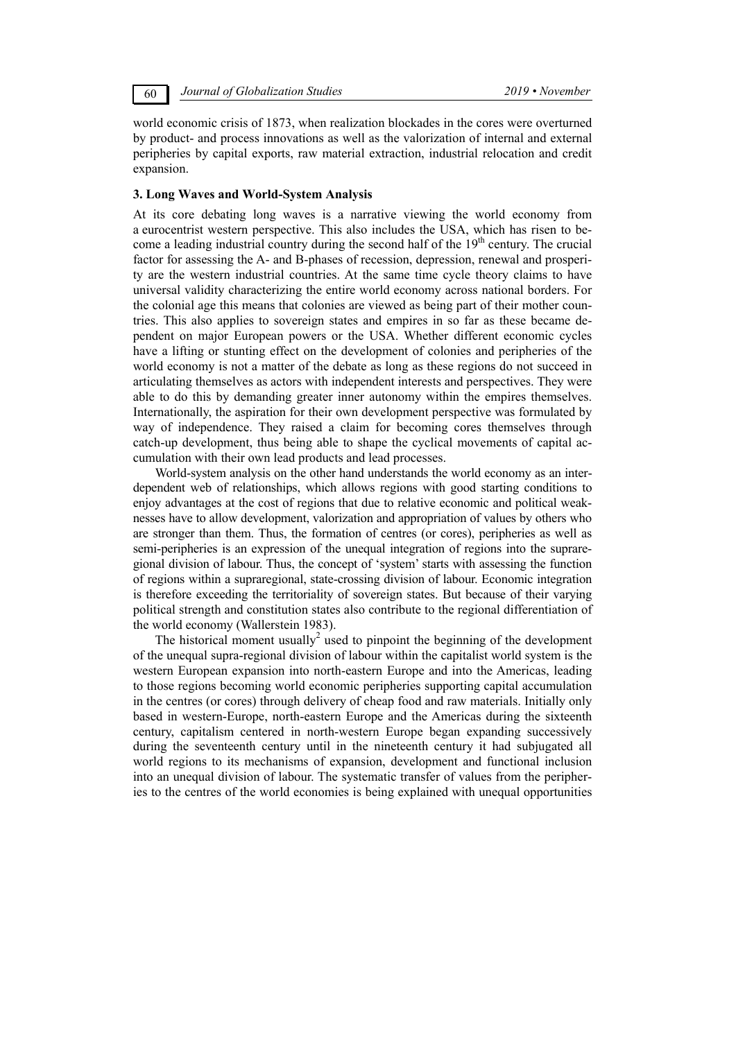world economic crisis of 1873, when realization blockades in the cores were overturned by product- and process innovations as well as the valorization of internal and external peripheries by capital exports, raw material extraction, industrial relocation and credit expansion.

### 3. Long Waves and World-System Analysis

At its core debating long waves is a narrative viewing the world economy from a eurocentrist western perspective. This also includes the USA, which has risen to become a leading industrial country during the second half of the 19th century. The crucial factor for assessing the A- and B-phases of recession, depression, renewal and prosperity are the western industrial countries. At the same time cycle theory claims to have universal validity characterizing the entire world economy across national borders. For the colonial age this means that colonies are viewed as being part of their mother countries. This also applies to sovereign states and empires in so far as these became dependent on major European powers or the USA. Whether different economic cycles have a lifting or stunting effect on the development of colonies and peripheries of the world economy is not a matter of the debate as long as these regions do not succeed in articulating themselves as actors with independent interests and perspectives. They were able to do this by demanding greater inner autonomy within the empires themselves. Internationally, the aspiration for their own development perspective was formulated by way of independence. They raised a claim for becoming cores themselves through catch-up development, thus being able to shape the cyclical movements of capital accumulation with their own lead products and lead processes.

World-system analysis on the other hand understands the world economy as an interdependent web of relationships, which allows regions with good starting conditions to enjoy advantages at the cost of regions that due to relative economic and political weaknesses have to allow development, valorization and appropriation of values by others who are stronger than them. Thus, the formation of centres (or cores), peripheries as well as semi-peripheries is an expression of the unequal integration of regions into the supraregional division of labour. Thus, the concept of 'system' starts with assessing the function of regions within a supraregional, state-crossing division of labour. Economic integration is therefore exceeding the territoriality of sovereign states. But because of their varying political strength and constitution states also contribute to the regional differentiation of the world economy (Wallerstein 1983).

The historical moment usually[2] used to pinpoint the beginning of the development of the unequal supra-regional division of labour within the capitalist world system is the western European expansion into north-eastern Europe and into the Americas, leading to those regions becoming world economic peripheries supporting capital accumulation in the centres (or cores) through delivery of cheap food and raw materials. Initially only based in western-Europe, north-eastern Europe and the Americas during the sixteenth century, capitalism centered in north-western Europe began expanding successively during the seventeenth century until in the nineteenth century it had subjugated all world regions to its mechanisms of expansion, development and functional inclusion into an unequal division of labour. The systematic transfer of values from the peripheries to the centres of the world economies is being explained with unequal opportunities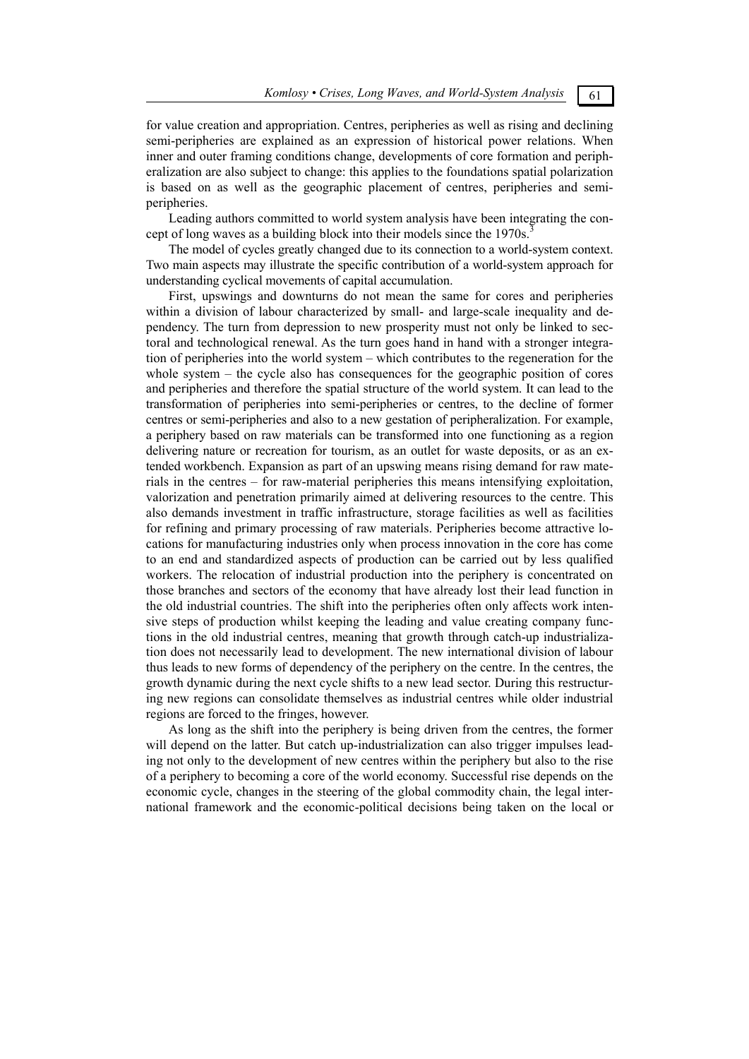for value creation and appropriation. Centres, peripheries as well as rising and declining semi-peripheries are explained as an expression of historical power relations. When inner and outer framing conditions change, developments of core formation and peripheralization are also subject to change: this applies to the foundations spatial polarization is based on as well as the geographic placement of centres, peripheries and semi-peripheries.

Leading authors committed to world system analysis have been integrating the concept of long waves as a building block into their models since the 1970s.[3]

The model of cycles greatly changed due to its connection to a world-system context. Two main aspects may illustrate the specific contribution of a world-system approach for understanding cyclical movements of capital accumulation.

First, upswings and downturns do not mean the same for cores and peripheries within a division of labour characterized by small- and large-scale inequality and dependency. The turn from depression to new prosperity must not only be linked to sectoral and technological renewal. As the turn goes hand in hand with a stronger integration of peripheries into the world system – which contributes to the regeneration for the whole system – the cycle also has consequences for the geographic position of cores and peripheries and therefore the spatial structure of the world system. It can lead to the transformation of peripheries into semi-peripheries or centres, to the decline of former centres or semi-peripheries and also to a new gestation of peripheralization. For example, a periphery based on raw materials can be transformed into one functioning as a region delivering nature or recreation for tourism, as an outlet for waste deposits, or as an extended workbench. Expansion as part of an upswing means rising demand for raw materials in the centres – for raw-material peripheries this means intensifying exploitation, valorization and penetration primarily aimed at delivering resources to the centre. This also demands investment in traffic infrastructure, storage facilities as well as facilities for refining and primary processing of raw materials. Peripheries become attractive locations for manufacturing industries only when process innovation in the core has come to an end and standardized aspects of production can be carried out by less qualified workers. The relocation of industrial production into the periphery is concentrated on those branches and sectors of the economy that have already lost their lead function in the old industrial countries. The shift into the peripheries often only affects work intensive steps of production whilst keeping the leading and value creating company functions in the old industrial centres, meaning that growth through catch-up industrialization does not necessarily lead to development. The new international division of labour thus leads to new forms of dependency of the periphery on the centre. In the centres, the growth dynamic during the next cycle shifts to a new lead sector. During this restructuring new regions can consolidate themselves as industrial centres while older industrial regions are forced to the fringes, however.

As long as the shift into the periphery is being driven from the centres, the former will depend on the latter. But catch up-industrialization can also trigger impulses leading not only to the development of new centres within the periphery but also to the rise of a periphery to becoming a core of the world economy. Successful rise depends on the economic cycle, changes in the steering of the global commodity chain, the legal international framework and the economic-political decisions being taken on the local or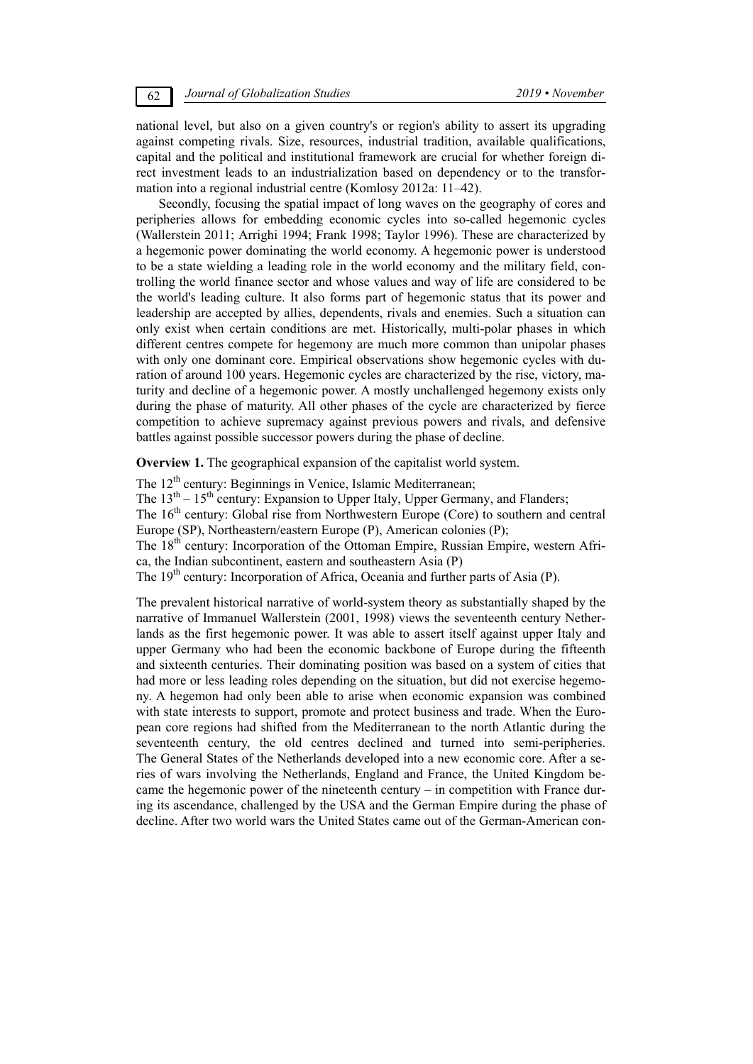national level, but also on a given country's or region's ability to assert its upgrading against competing rivals. Size, resources, industrial tradition, available qualifications, capital and the political and institutional framework are crucial for whether foreign direct investment leads to an industrialization based on dependency or to the transformation into a regional industrial centre (Komlosy 2012a: 11–42).

Secondly, focusing the spatial impact of long waves on the geography of cores and peripheries allows for embedding economic cycles into so-called hegemonic cycles (Wallerstein 2011; Arrighi 1994; Frank 1998; Taylor 1996). These are characterized by a hegemonic power dominating the world economy. A hegemonic power is understood to be a state wielding a leading role in the world economy and the military field, controlling the world finance sector and whose values and way of life are considered to be the world's leading culture. It also forms part of hegemonic status that its power and leadership are accepted by allies, dependents, rivals and enemies. Such a situation can only exist when certain conditions are met. Historically, multi-polar phases in which different centres compete for hegemony are much more common than unipolar phases with only one dominant core. Empirical observations show hegemonic cycles with duration of around 100 years. Hegemonic cycles are characterized by the rise, victory, maturity and decline of a hegemonic power. A mostly unchallenged hegemony exists only during the phase of maturity. All other phases of the cycle are characterized by fierce competition to achieve supremacy against previous powers and rivals, and defensive battles against possible successor powers during the phase of decline.

**Overview 1.** The geographical expansion of the capitalist world system.

The 12th century: Beginnings in Venice, Islamic Mediterranean;
The 13th – 15th century: Expansion to Upper Italy, Upper Germany, and Flanders;
The 16th century: Global rise from Northwestern Europe (Core) to southern and central Europe (SP), Northeastern/eastern Europe (P), American colonies (P);
The 18th century: Incorporation of the Ottoman Empire, Russian Empire, western Africa, the Indian subcontinent, eastern and southeastern Asia (P)
The 19th century: Incorporation of Africa, Oceania and further parts of Asia (P).

The prevalent historical narrative of world-system theory as substantially shaped by the narrative of Immanuel Wallerstein (2001, 1998) views the seventeenth century Netherlands as the first hegemonic power. It was able to assert itself against upper Italy and upper Germany who had been the economic backbone of Europe during the fifteenth and sixteenth centuries. Their dominating position was based on a system of cities that had more or less leading roles depending on the situation, but did not exercise hegemony. A hegemon had only been able to arise when economic expansion was combined with state interests to support, promote and protect business and trade. When the European core regions had shifted from the Mediterranean to the north Atlantic during the seventeenth century, the old centres declined and turned into semi-peripheries. The General States of the Netherlands developed into a new economic core. After a series of wars involving the Netherlands, England and France, the United Kingdom became the hegemonic power of the nineteenth century – in competition with France during its ascendance, challenged by the USA and the German Empire during the phase of decline. After two world wars the United States came out of the German-American con-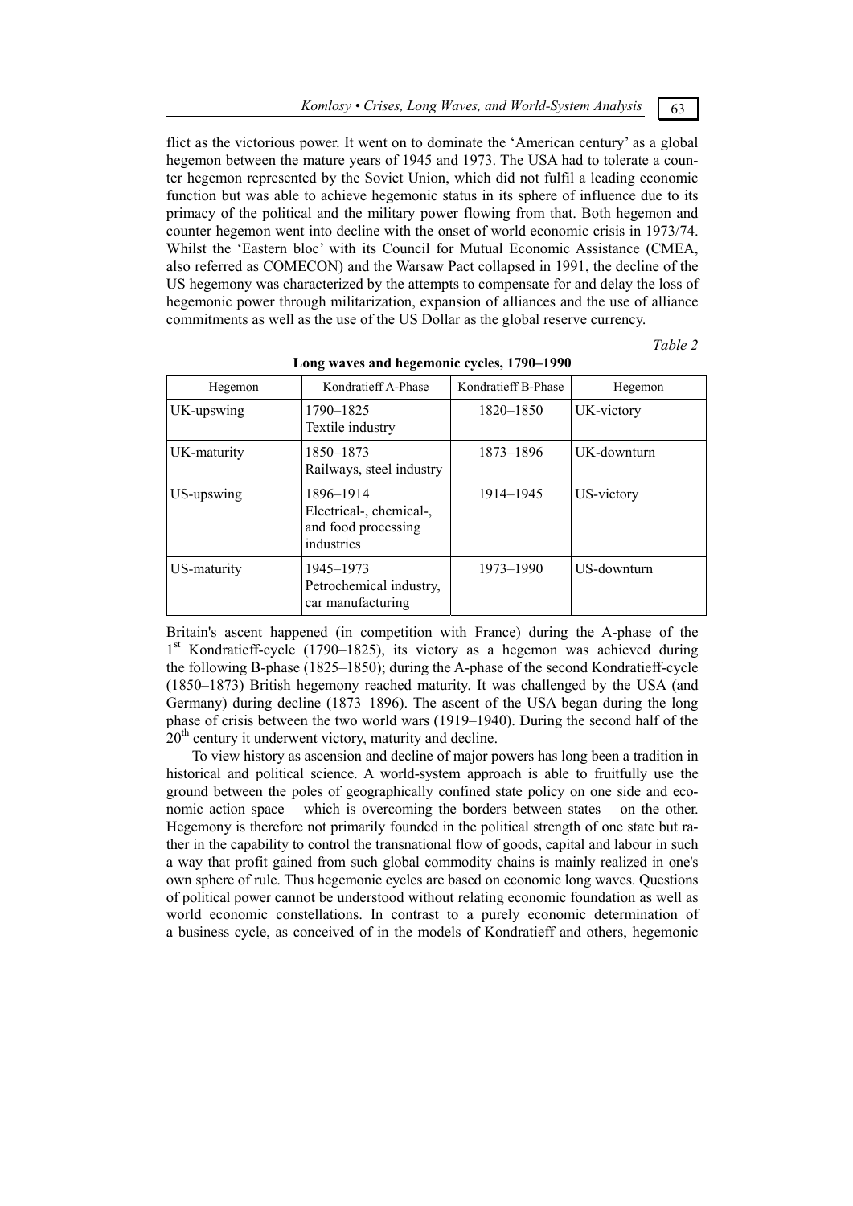flict as the victorious power. It went on to dominate the 'American century' as a global hegemon between the mature years of 1945 and 1973. The USA had to tolerate a counter hegemon represented by the Soviet Union, which did not fulfil a leading economic function but was able to achieve hegemonic status in its sphere of influence due to its primacy of the political and the military power flowing from that. Both hegemon and counter hegemon went into decline with the onset of world economic crisis in 1973/74. Whilst the 'Eastern bloc' with its Council for Mutual Economic Assistance (CMEA, also referred as COMECON) and the Warsaw Pact collapsed in 1991, the decline of the US hegemony was characterized by the attempts to compensate for and delay the loss of hegemonic power through militarization, expansion of alliances and the use of alliance commitments as well as the use of the US Dollar as the global reserve currency.

*Table 2*

**Long waves and hegemonic cycles, 1790–1990**

| Hegemon | Kondratieff A-Phase | Kondratieff B-Phase | Hegemon |
|---|---|---|---|
| UK-upswing | 1790–1825 Textile industry | 1820–1850 | UK-victory |
| UK-maturity | 1850–1873 Railways, steel industry | 1873–1896 | UK-downturn |
| US-upswing | 1896–1914 Electrical-, chemical-, and food processing industries | 1914–1945 | US-victory |
| US-maturity | 1945–1973 Petrochemical industry, car manufacturing | 1973–1990 | US-downturn |

Britain's ascent happened (in competition with France) during the A-phase of the 1st Kondratieff-cycle (1790–1825), its victory as a hegemon was achieved during the following B-phase (1825–1850); during the A-phase of the second Kondratieff-cycle (1850–1873) British hegemony reached maturity. It was challenged by the USA (and Germany) during decline (1873–1896). The ascent of the USA began during the long phase of crisis between the two world wars (1919–1940). During the second half of the 20th century it underwent victory, maturity and decline.

To view history as ascension and decline of major powers has long been a tradition in historical and political science. A world-system approach is able to fruitfully use the ground between the poles of geographically confined state policy on one side and economic action space – which is overcoming the borders between states – on the other. Hegemony is therefore not primarily founded in the political strength of one state but rather in the capability to control the transnational flow of goods, capital and labour in such a way that profit gained from such global commodity chains is mainly realized in one's own sphere of rule. Thus hegemonic cycles are based on economic long waves. Questions of political power cannot be understood without relating economic foundation as well as world economic constellations. In contrast to a purely economic determination of a business cycle, as conceived of in the models of Kondratieff and others, hegemonic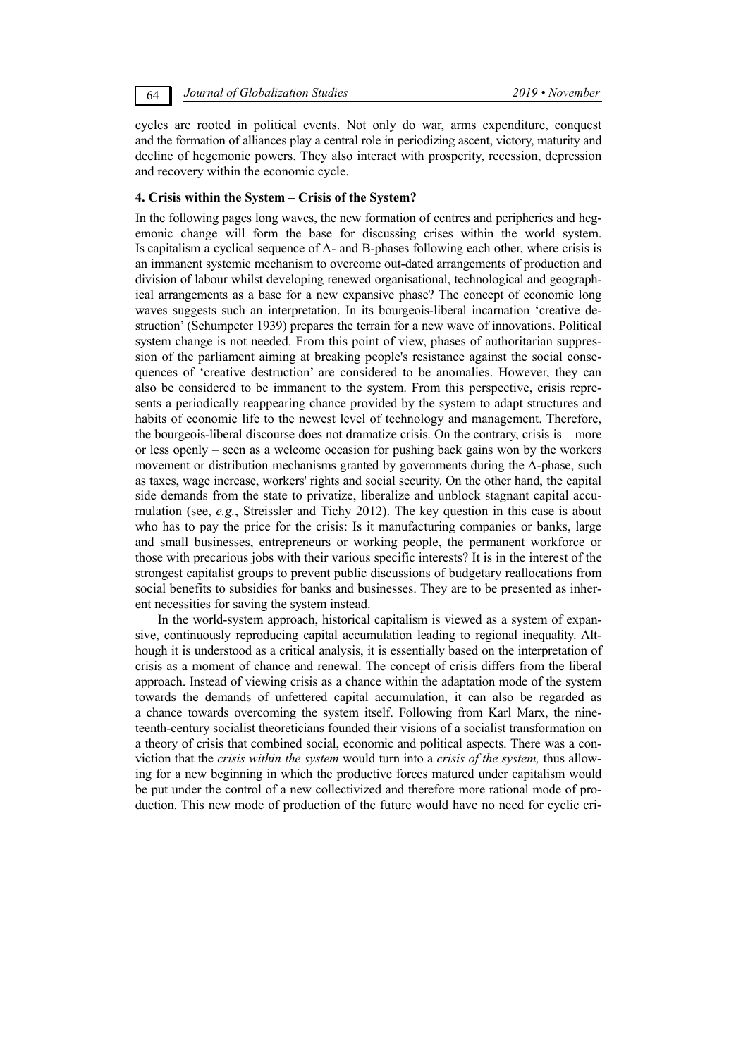cycles are rooted in political events. Not only do war, arms expenditure, conquest and the formation of alliances play a central role in periodizing ascent, victory, maturity and decline of hegemonic powers. They also interact with prosperity, recession, depression and recovery within the economic cycle.

### 4. Crisis within the System – Crisis of the System?

In the following pages long waves, the new formation of centres and peripheries and hegemonic change will form the base for discussing crises within the world system. Is capitalism a cyclical sequence of A- and B-phases following each other, where crisis is an immanent systemic mechanism to overcome out-dated arrangements of production and division of labour whilst developing renewed organisational, technological and geographical arrangements as a base for a new expansive phase? The concept of economic long waves suggests such an interpretation. In its bourgeois-liberal incarnation 'creative destruction' (Schumpeter 1939) prepares the terrain for a new wave of innovations. Political system change is not needed. From this point of view, phases of authoritarian suppression of the parliament aiming at breaking people's resistance against the social consequences of 'creative destruction' are considered to be anomalies. However, they can also be considered to be immanent to the system. From this perspective, crisis represents a periodically reappearing chance provided by the system to adapt structures and habits of economic life to the newest level of technology and management. Therefore, the bourgeois-liberal discourse does not dramatize crisis. On the contrary, crisis is – more or less openly – seen as a welcome occasion for pushing back gains won by the workers movement or distribution mechanisms granted by governments during the A-phase, such as taxes, wage increase, workers' rights and social security. On the other hand, the capital side demands from the state to privatize, liberalize and unblock stagnant capital accumulation (see, *e.g.*, Streissler and Tichy 2012). The key question in this case is about who has to pay the price for the crisis: Is it manufacturing companies or banks, large and small businesses, entrepreneurs or working people, the permanent workforce or those with precarious jobs with their various specific interests? It is in the interest of the strongest capitalist groups to prevent public discussions of budgetary reallocations from social benefits to subsidies for banks and businesses. They are to be presented as inherent necessities for saving the system instead.

In the world-system approach, historical capitalism is viewed as a system of expansive, continuously reproducing capital accumulation leading to regional inequality. Although it is understood as a critical analysis, it is essentially based on the interpretation of crisis as a moment of chance and renewal. The concept of crisis differs from the liberal approach. Instead of viewing crisis as a chance within the adaptation mode of the system towards the demands of unfettered capital accumulation, it can also be regarded as a chance towards overcoming the system itself. Following from Karl Marx, the nineteenth-century socialist theoreticians founded their visions of a socialist transformation on a theory of crisis that combined social, economic and political aspects. There was a conviction that the *crisis within the system* would turn into a *crisis of the system,* thus allowing for a new beginning in which the productive forces matured under capitalism would be put under the control of a new collectivized and therefore more rational mode of production. This new mode of production of the future would have no need for cyclic cri-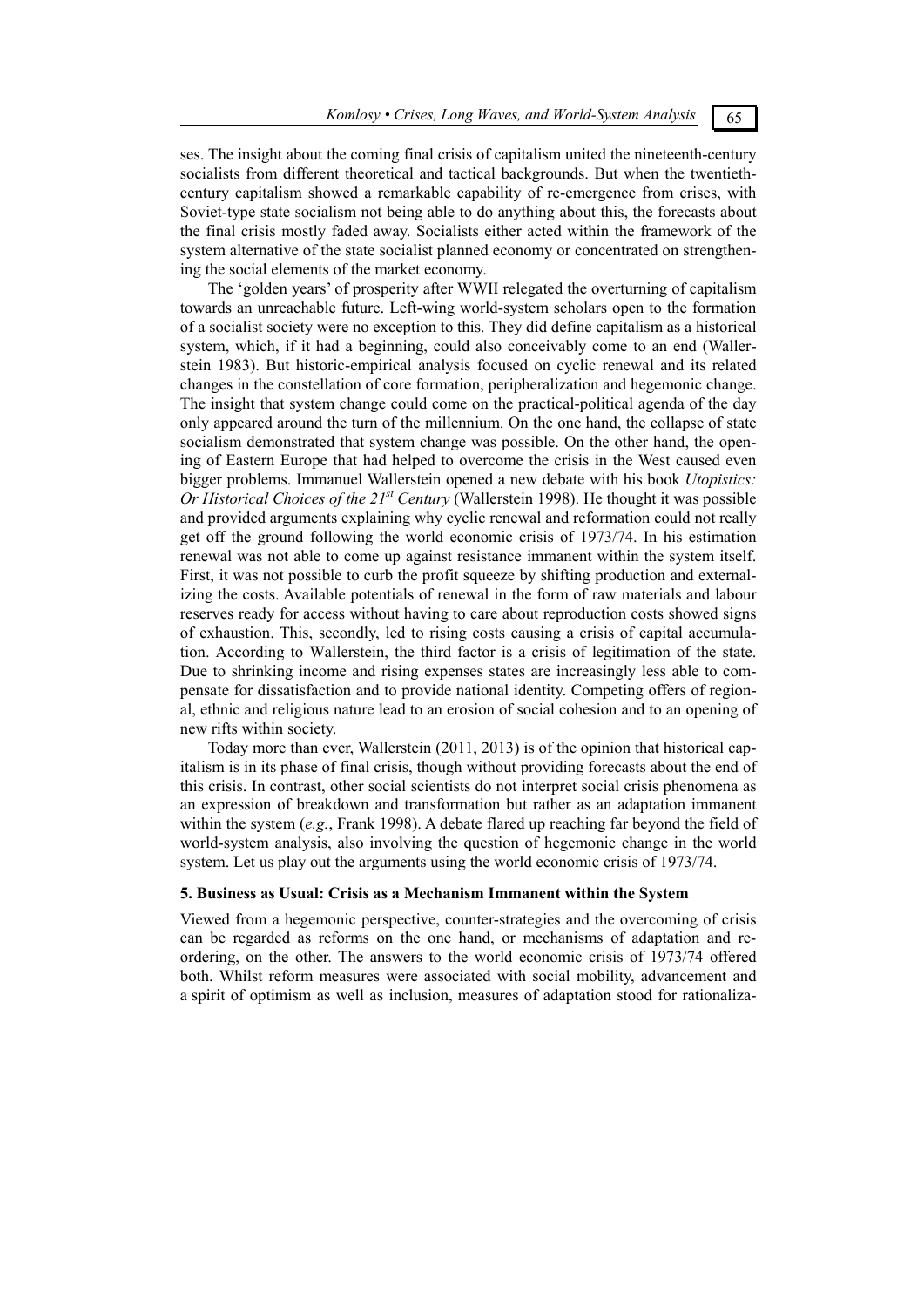ses. The insight about the coming final crisis of capitalism united the nineteenth-century socialists from different theoretical and tactical backgrounds. But when the twentieth-century capitalism showed a remarkable capability of re-emergence from crises, with Soviet-type state socialism not being able to do anything about this, the forecasts about the final crisis mostly faded away. Socialists either acted within the framework of the system alternative of the state socialist planned economy or concentrated on strengthening the social elements of the market economy.

The 'golden years' of prosperity after WWII relegated the overturning of capitalism towards an unreachable future. Left-wing world-system scholars open to the formation of a socialist society were no exception to this. They did define capitalism as a historical system, which, if it had a beginning, could also conceivably come to an end (Wallerstein 1983). But historic-empirical analysis focused on cyclic renewal and its related changes in the constellation of core formation, peripheralization and hegemonic change. The insight that system change could come on the practical-political agenda of the day only appeared around the turn of the millennium. On the one hand, the collapse of state socialism demonstrated that system change was possible. On the other hand, the opening of Eastern Europe that had helped to overcome the crisis in the West caused even bigger problems. Immanuel Wallerstein opened a new debate with his book *Utopistics: Or Historical Choices of the 21st Century* (Wallerstein 1998). He thought it was possible and provided arguments explaining why cyclic renewal and reformation could not really get off the ground following the world economic crisis of 1973/74. In his estimation renewal was not able to come up against resistance immanent within the system itself. First, it was not possible to curb the profit squeeze by shifting production and externalizing the costs. Available potentials of renewal in the form of raw materials and labour reserves ready for access without having to care about reproduction costs showed signs of exhaustion. This, secondly, led to rising costs causing a crisis of capital accumulation. According to Wallerstein, the third factor is a crisis of legitimation of the state. Due to shrinking income and rising expenses states are increasingly less able to compensate for dissatisfaction and to provide national identity. Competing offers of regional, ethnic and religious nature lead to an erosion of social cohesion and to an opening of new rifts within society.

Today more than ever, Wallerstein (2011, 2013) is of the opinion that historical capitalism is in its phase of final crisis, though without providing forecasts about the end of this crisis. In contrast, other social scientists do not interpret social crisis phenomena as an expression of breakdown and transformation but rather as an adaptation immanent within the system (*e.g.*, Frank 1998). A debate flared up reaching far beyond the field of world-system analysis, also involving the question of hegemonic change in the world system. Let us play out the arguments using the world economic crisis of 1973/74.

## 5. Business as Usual: Crisis as a Mechanism Immanent within the System

Viewed from a hegemonic perspective, counter-strategies and the overcoming of crisis can be regarded as reforms on the one hand, or mechanisms of adaptation and re-ordering, on the other. The answers to the world economic crisis of 1973/74 offered both. Whilst reform measures were associated with social mobility, advancement and a spirit of optimism as well as inclusion, measures of adaptation stood for rationaliza-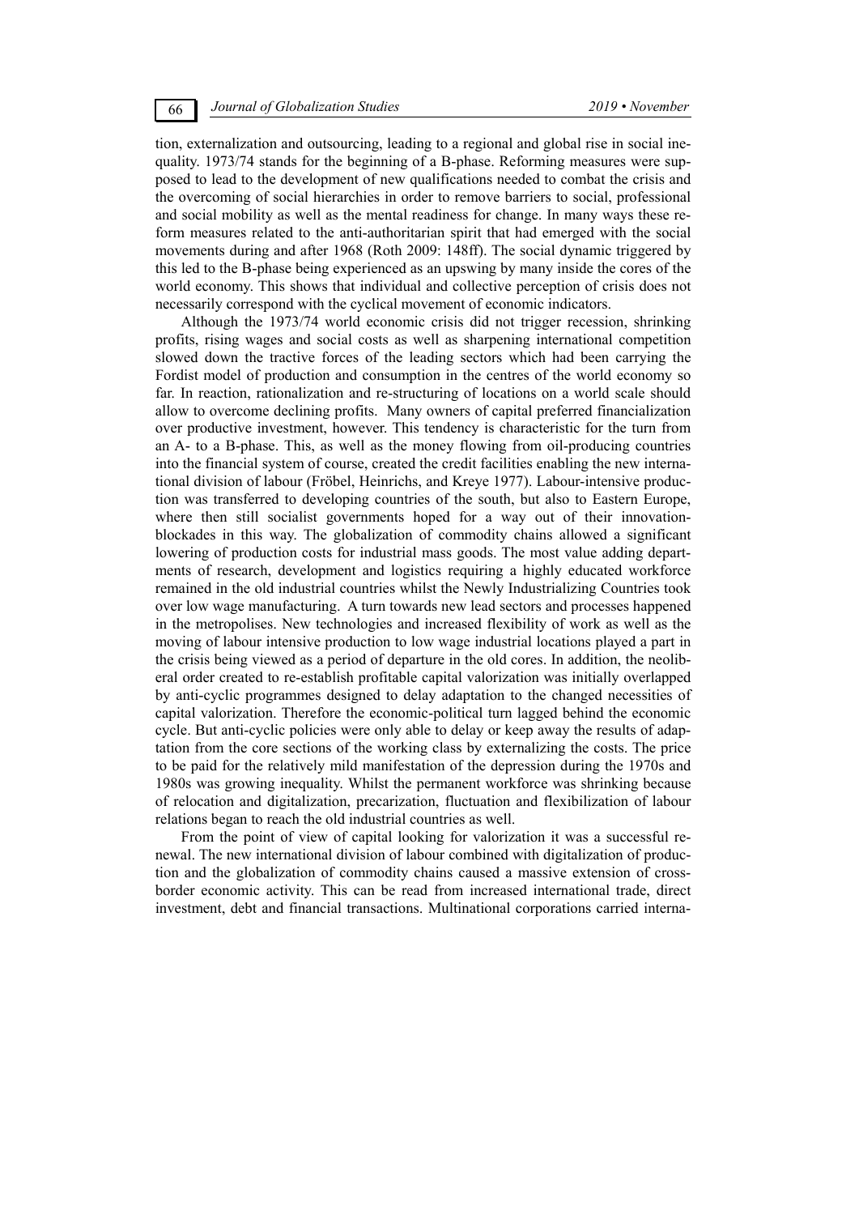tion, externalization and outsourcing, leading to a regional and global rise in social inequality. 1973/74 stands for the beginning of a B-phase. Reforming measures were supposed to lead to the development of new qualifications needed to combat the crisis and the overcoming of social hierarchies in order to remove barriers to social, professional and social mobility as well as the mental readiness for change. In many ways these reform measures related to the anti-authoritarian spirit that had emerged with the social movements during and after 1968 (Roth 2009: 148ff). The social dynamic triggered by this led to the B-phase being experienced as an upswing by many inside the cores of the world economy. This shows that individual and collective perception of crisis does not necessarily correspond with the cyclical movement of economic indicators.

Although the 1973/74 world economic crisis did not trigger recession, shrinking profits, rising wages and social costs as well as sharpening international competition slowed down the tractive forces of the leading sectors which had been carrying the Fordist model of production and consumption in the centres of the world economy so far. In reaction, rationalization and re-structuring of locations on a world scale should allow to overcome declining profits. Many owners of capital preferred financialization over productive investment, however. This tendency is characteristic for the turn from an A- to a B-phase. This, as well as the money flowing from oil-producing countries into the financial system of course, created the credit facilities enabling the new international division of labour (Fröbel, Heinrichs, and Kreye 1977). Labour-intensive production was transferred to developing countries of the south, but also to Eastern Europe, where then still socialist governments hoped for a way out of their innovation-blockades in this way. The globalization of commodity chains allowed a significant lowering of production costs for industrial mass goods. The most value adding departments of research, development and logistics requiring a highly educated workforce remained in the old industrial countries whilst the Newly Industrializing Countries took over low wage manufacturing. A turn towards new lead sectors and processes happened in the metropolises. New technologies and increased flexibility of work as well as the moving of labour intensive production to low wage industrial locations played a part in the crisis being viewed as a period of departure in the old cores. In addition, the neoliberal order created to re-establish profitable capital valorization was initially overlapped by anti-cyclic programmes designed to delay adaptation to the changed necessities of capital valorization. Therefore the economic-political turn lagged behind the economic cycle. But anti-cyclic policies were only able to delay or keep away the results of adaptation from the core sections of the working class by externalizing the costs. The price to be paid for the relatively mild manifestation of the depression during the 1970s and 1980s was growing inequality. Whilst the permanent workforce was shrinking because of relocation and digitalization, precarization, fluctuation and flexibilization of labour relations began to reach the old industrial countries as well.

From the point of view of capital looking for valorization it was a successful renewal. The new international division of labour combined with digitalization of production and the globalization of commodity chains caused a massive extension of cross-border economic activity. This can be read from increased international trade, direct investment, debt and financial transactions. Multinational corporations carried interna-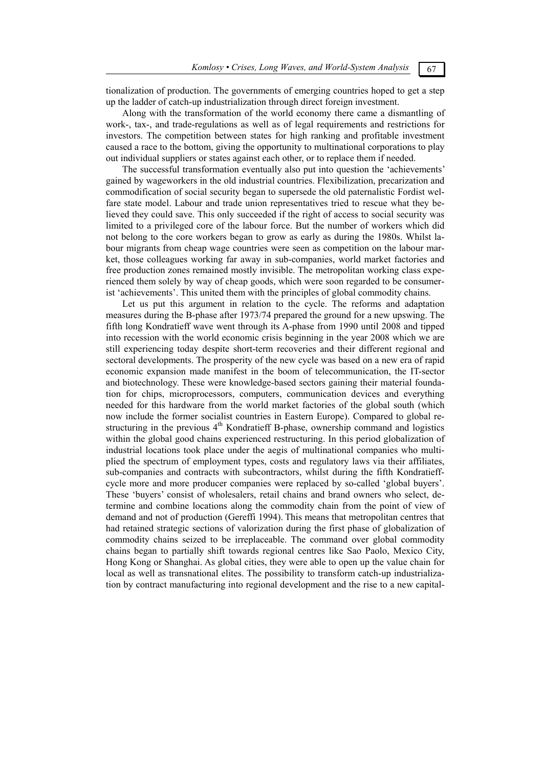tionalization of production. The governments of emerging countries hoped to get a step up the ladder of catch-up industrialization through direct foreign investment.

Along with the transformation of the world economy there came a dismantling of work-, tax-, and trade-regulations as well as of legal requirements and restrictions for investors. The competition between states for high ranking and profitable investment caused a race to the bottom, giving the opportunity to multinational corporations to play out individual suppliers or states against each other, or to replace them if needed.

The successful transformation eventually also put into question the 'achievements' gained by wageworkers in the old industrial countries. Flexibilization, precarization and commodification of social security began to supersede the old paternalistic Fordist welfare state model. Labour and trade union representatives tried to rescue what they believed they could save. This only succeeded if the right of access to social security was limited to a privileged core of the labour force. But the number of workers which did not belong to the core workers began to grow as early as during the 1980s. Whilst labour migrants from cheap wage countries were seen as competition on the labour market, those colleagues working far away in sub-companies, world market factories and free production zones remained mostly invisible. The metropolitan working class experienced them solely by way of cheap goods, which were soon regarded to be consumerist 'achievements'. This united them with the principles of global commodity chains.

Let us put this argument in relation to the cycle. The reforms and adaptation measures during the B-phase after 1973/74 prepared the ground for a new upswing. The fifth long Kondratieff wave went through its A-phase from 1990 until 2008 and tipped into recession with the world economic crisis beginning in the year 2008 which we are still experiencing today despite short-term recoveries and their different regional and sectoral developments. The prosperity of the new cycle was based on a new era of rapid economic expansion made manifest in the boom of telecommunication, the IT-sector and biotechnology. These were knowledge-based sectors gaining their material foundation for chips, microprocessors, computers, communication devices and everything needed for this hardware from the world market factories of the global south (which now include the former socialist countries in Eastern Europe). Compared to global restructuring in the previous 4th Kondratieff B-phase, ownership command and logistics within the global good chains experienced restructuring. In this period globalization of industrial locations took place under the aegis of multinational companies who multiplied the spectrum of employment types, costs and regulatory laws via their affiliates, sub-companies and contracts with subcontractors, whilst during the fifth Kondratieff-cycle more and more producer companies were replaced by so-called 'global buyers'. These 'buyers' consist of wholesalers, retail chains and brand owners who select, determine and combine locations along the commodity chain from the point of view of demand and not of production (Gereffi 1994). This means that metropolitan centres that had retained strategic sections of valorization during the first phase of globalization of commodity chains seized to be irreplaceable. The command over global commodity chains began to partially shift towards regional centres like Sao Paolo, Mexico City, Hong Kong or Shanghai. As global cities, they were able to open up the value chain for local as well as transnational elites. The possibility to transform catch-up industrialization by contract manufacturing into regional development and the rise to a new capital-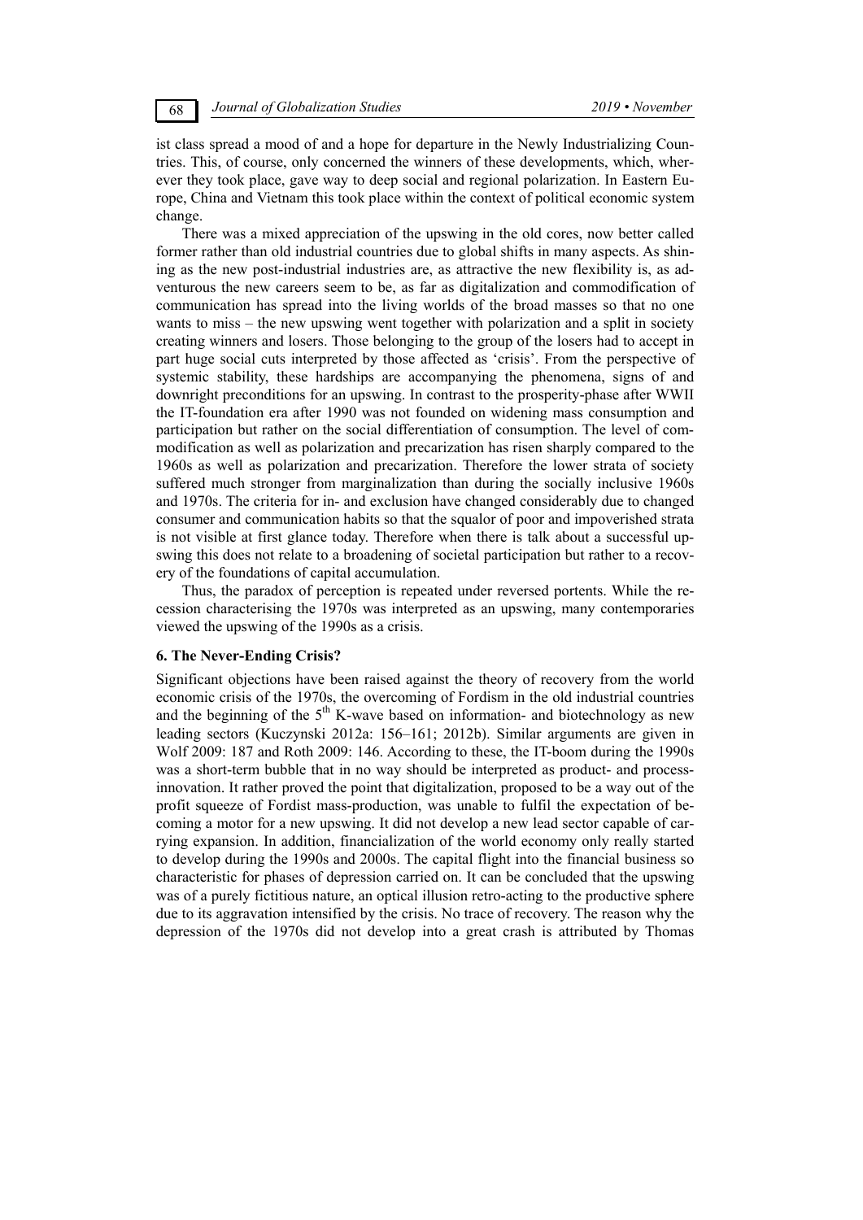ist class spread a mood of and a hope for departure in the Newly Industrializing Countries. This, of course, only concerned the winners of these developments, which, wherever they took place, gave way to deep social and regional polarization. In Eastern Europe, China and Vietnam this took place within the context of political economic system change.

There was a mixed appreciation of the upswing in the old cores, now better called former rather than old industrial countries due to global shifts in many aspects. As shining as the new post-industrial industries are, as attractive the new flexibility is, as adventurous the new careers seem to be, as far as digitalization and commodification of communication has spread into the living worlds of the broad masses so that no one wants to miss – the new upswing went together with polarization and a split in society creating winners and losers. Those belonging to the group of the losers had to accept in part huge social cuts interpreted by those affected as 'crisis'. From the perspective of systemic stability, these hardships are accompanying the phenomena, signs of and downright preconditions for an upswing. In contrast to the prosperity-phase after WWII the IT-foundation era after 1990 was not founded on widening mass consumption and participation but rather on the social differentiation of consumption. The level of commodification as well as polarization and precarization has risen sharply compared to the 1960s as well as polarization and precarization. Therefore the lower strata of society suffered much stronger from marginalization than during the socially inclusive 1960s and 1970s. The criteria for in- and exclusion have changed considerably due to changed consumer and communication habits so that the squalor of poor and impoverished strata is not visible at first glance today. Therefore when there is talk about a successful upswing this does not relate to a broadening of societal participation but rather to a recovery of the foundations of capital accumulation.

Thus, the paradox of perception is repeated under reversed portents. While the recession characterising the 1970s was interpreted as an upswing, many contemporaries viewed the upswing of the 1990s as a crisis.

### 6. The Never-Ending Crisis?

Significant objections have been raised against the theory of recovery from the world economic crisis of the 1970s, the overcoming of Fordism in the old industrial countries and the beginning of the 5th K-wave based on information- and biotechnology as new leading sectors (Kuczynski 2012a: 156–161; 2012b). Similar arguments are given in Wolf 2009: 187 and Roth 2009: 146. According to these, the IT-boom during the 1990s was a short-term bubble that in no way should be interpreted as product- and process-innovation. It rather proved the point that digitalization, proposed to be a way out of the profit squeeze of Fordist mass-production, was unable to fulfil the expectation of becoming a motor for a new upswing. It did not develop a new lead sector capable of carrying expansion. In addition, financialization of the world economy only really started to develop during the 1990s and 2000s. The capital flight into the financial business so characteristic for phases of depression carried on. It can be concluded that the upswing was of a purely fictitious nature, an optical illusion retro-acting to the productive sphere due to its aggravation intensified by the crisis. No trace of recovery. The reason why the depression of the 1970s did not develop into a great crash is attributed by Thomas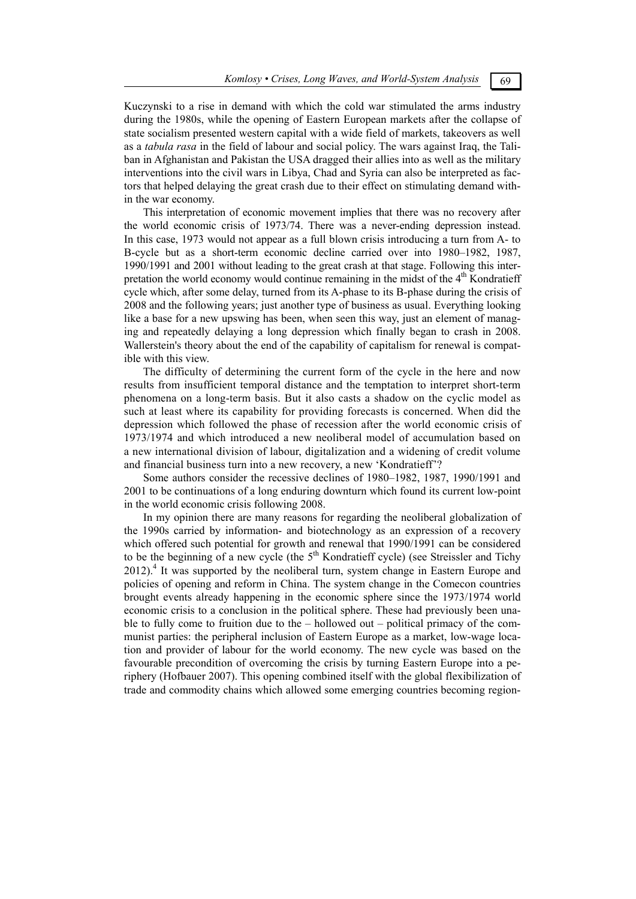Kuczynski to a rise in demand with which the cold war stimulated the arms industry during the 1980s, while the opening of Eastern European markets after the collapse of state socialism presented western capital with a wide field of markets, takeovers as well as a *tabula rasa* in the field of labour and social policy. The wars against Iraq, the Taliban in Afghanistan and Pakistan the USA dragged their allies into as well as the military interventions into the civil wars in Libya, Chad and Syria can also be interpreted as factors that helped delaying the great crash due to their effect on stimulating demand within the war economy.

This interpretation of economic movement implies that there was no recovery after the world economic crisis of 1973/74. There was a never-ending depression instead. In this case, 1973 would not appear as a full blown crisis introducing a turn from A- to B-cycle but as a short-term economic decline carried over into 1980–1982, 1987, 1990/1991 and 2001 without leading to the great crash at that stage. Following this interpretation the world economy would continue remaining in the midst of the 4th Kondratieff cycle which, after some delay, turned from its A-phase to its B-phase during the crisis of 2008 and the following years; just another type of business as usual. Everything looking like a base for a new upswing has been, when seen this way, just an element of managing and repeatedly delaying a long depression which finally began to crash in 2008. Wallerstein's theory about the end of the capability of capitalism for renewal is compatible with this view.

The difficulty of determining the current form of the cycle in the here and now results from insufficient temporal distance and the temptation to interpret short-term phenomena on a long-term basis. But it also casts a shadow on the cyclic model as such at least where its capability for providing forecasts is concerned. When did the depression which followed the phase of recession after the world economic crisis of 1973/1974 and which introduced a new neoliberal model of accumulation based on a new international division of labour, digitalization and a widening of credit volume and financial business turn into a new recovery, a new 'Kondratieff'?

Some authors consider the recessive declines of 1980–1982, 1987, 1990/1991 and 2001 to be continuations of a long enduring downturn which found its current low-point in the world economic crisis following 2008.

In my opinion there are many reasons for regarding the neoliberal globalization of the 1990s carried by information- and biotechnology as an expression of a recovery which offered such potential for growth and renewal that 1990/1991 can be considered to be the beginning of a new cycle (the 5th Kondratieff cycle) (see Streissler and Tichy 2012).[4] It was supported by the neoliberal turn, system change in Eastern Europe and policies of opening and reform in China. The system change in the Comecon countries brought events already happening in the economic sphere since the 1973/1974 world economic crisis to a conclusion in the political sphere. These had previously been unable to fully come to fruition due to the – hollowed out – political primacy of the communist parties: the peripheral inclusion of Eastern Europe as a market, low-wage location and provider of labour for the world economy. The new cycle was based on the favourable precondition of overcoming the crisis by turning Eastern Europe into a periphery (Hofbauer 2007). This opening combined itself with the global flexibilization of trade and commodity chains which allowed some emerging countries becoming region-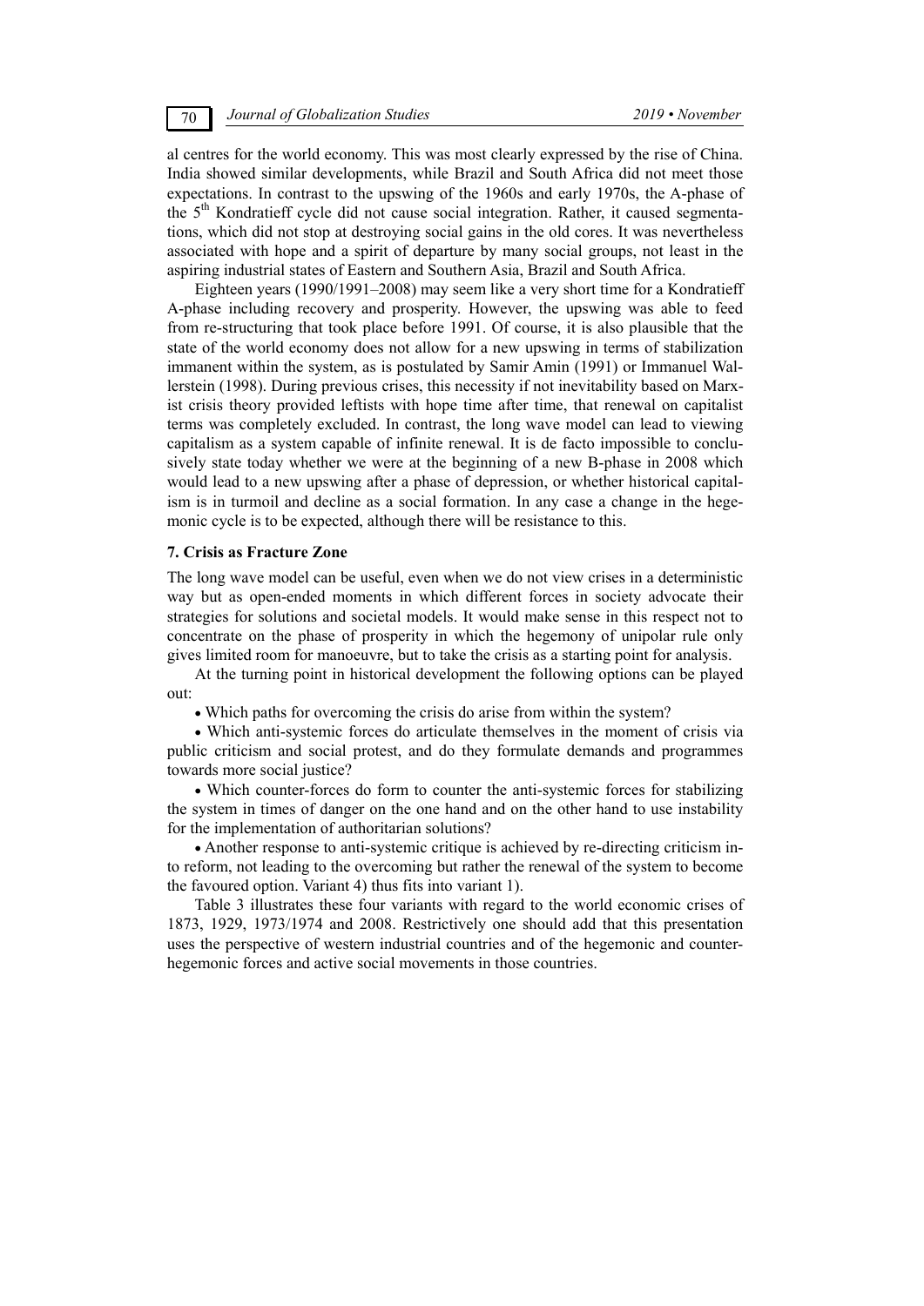al centres for the world economy. This was most clearly expressed by the rise of China. India showed similar developments, while Brazil and South Africa did not meet those expectations. In contrast to the upswing of the 1960s and early 1970s, the A-phase of the 5th Kondratieff cycle did not cause social integration. Rather, it caused segmentations, which did not stop at destroying social gains in the old cores. It was nevertheless associated with hope and a spirit of departure by many social groups, not least in the aspiring industrial states of Eastern and Southern Asia, Brazil and South Africa.

Eighteen years (1990/1991–2008) may seem like a very short time for a Kondratieff A-phase including recovery and prosperity. However, the upswing was able to feed from re-structuring that took place before 1991. Of course, it is also plausible that the state of the world economy does not allow for a new upswing in terms of stabilization immanent within the system, as is postulated by Samir Amin (1991) or Immanuel Wallerstein (1998). During previous crises, this necessity if not inevitability based on Marxist crisis theory provided leftists with hope time after time, that renewal on capitalist terms was completely excluded. In contrast, the long wave model can lead to viewing capitalism as a system capable of infinite renewal. It is de facto impossible to conclusively state today whether we were at the beginning of a new B-phase in 2008 which would lead to a new upswing after a phase of depression, or whether historical capitalism is in turmoil and decline as a social formation. In any case a change in the hegemonic cycle is to be expected, although there will be resistance to this.

## 7. Crisis as Fracture Zone

The long wave model can be useful, even when we do not view crises in a deterministic way but as open-ended moments in which different forces in society advocate their strategies for solutions and societal models. It would make sense in this respect not to concentrate on the phase of prosperity in which the hegemony of unipolar rule only gives limited room for manoeuvre, but to take the crisis as a starting point for analysis.

At the turning point in historical development the following options can be played out:

- Which paths for overcoming the crisis do arise from within the system?
- Which anti-systemic forces do articulate themselves in the moment of crisis via public criticism and social protest, and do they formulate demands and programmes towards more social justice?
- Which counter-forces do form to counter the anti-systemic forces for stabilizing the system in times of danger on the one hand and on the other hand to use instability for the implementation of authoritarian solutions?
- Another response to anti-systemic critique is achieved by re-directing criticism into reform, not leading to the overcoming but rather the renewal of the system to become the favoured option. Variant 4) thus fits into variant 1).

Table 3 illustrates these four variants with regard to the world economic crises of 1873, 1929, 1973/1974 and 2008. Restrictively one should add that this presentation uses the perspective of western industrial countries and of the hegemonic and counter-hegemonic forces and active social movements in those countries.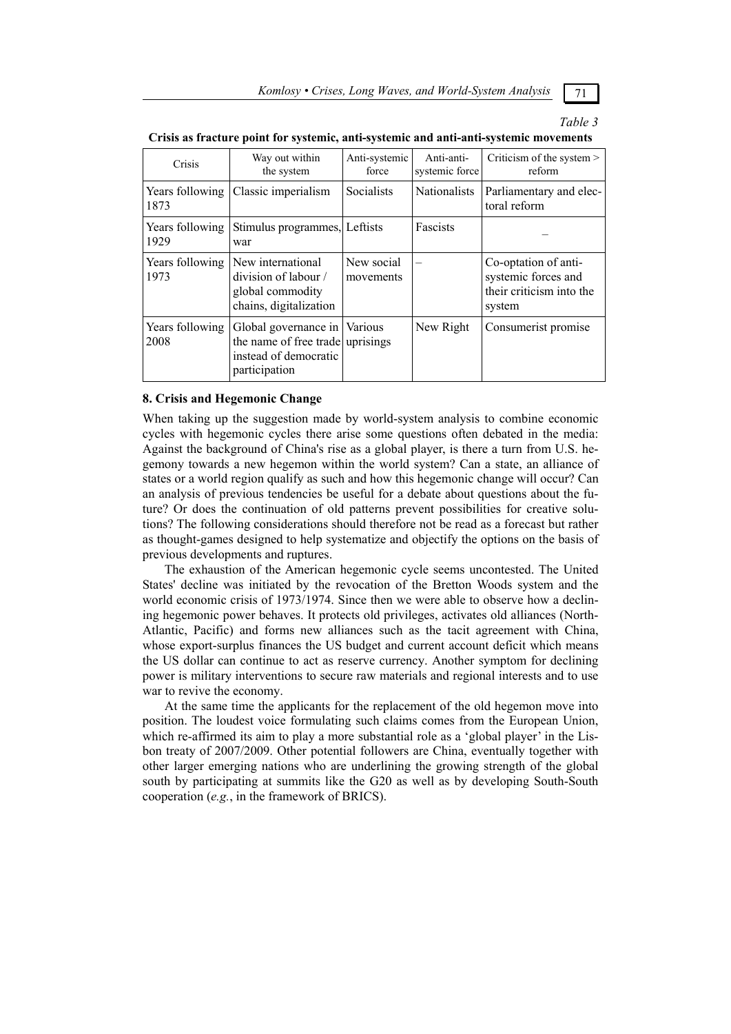*Table 3*

**Crisis as fracture point for systemic, anti-systemic and anti-anti-systemic movements**

| Crisis | Way out within the system | Anti-systemic force | Anti-anti-systemic force | Criticism of the system > reform |
|---|---|---|---|---|
| Years following 1873 | Classic imperialism | Socialists | Nationalists | Parliamentary and electoral reform |
| Years following 1929 | Stimulus programmes, war | Leftists | Fascists | – |
| Years following 1973 | New international division of labour / global commodity chains, digitalization | New social movements | – | Co-optation of anti-systemic forces and their criticism into the system |
| Years following 2008 | Global governance in the name of free trade instead of democratic participation | Various uprisings | New Right | Consumerist promise |

### 8. Crisis and Hegemonic Change

When taking up the suggestion made by world-system analysis to combine economic cycles with hegemonic cycles there arise some questions often debated in the media: Against the background of China's rise as a global player, is there a turn from U.S. hegemony towards a new hegemon within the world system? Can a state, an alliance of states or a world region qualify as such and how this hegemonic change will occur? Can an analysis of previous tendencies be useful for a debate about questions about the future? Or does the continuation of old patterns prevent possibilities for creative solutions? The following considerations should therefore not be read as a forecast but rather as thought-games designed to help systematize and objectify the options on the basis of previous developments and ruptures.

The exhaustion of the American hegemonic cycle seems uncontested. The United States' decline was initiated by the revocation of the Bretton Woods system and the world economic crisis of 1973/1974. Since then we were able to observe how a declining hegemonic power behaves. It protects old privileges, activates old alliances (North-Atlantic, Pacific) and forms new alliances such as the tacit agreement with China, whose export-surplus finances the US budget and current account deficit which means the US dollar can continue to act as reserve currency. Another symptom for declining power is military interventions to secure raw materials and regional interests and to use war to revive the economy.

At the same time the applicants for the replacement of the old hegemon move into position. The loudest voice formulating such claims comes from the European Union, which re-affirmed its aim to play a more substantial role as a 'global player' in the Lisbon treaty of 2007/2009. Other potential followers are China, eventually together with other larger emerging nations who are underlining the growing strength of the global south by participating at summits like the G20 as well as by developing South-South cooperation (*e.g.*, in the framework of BRICS).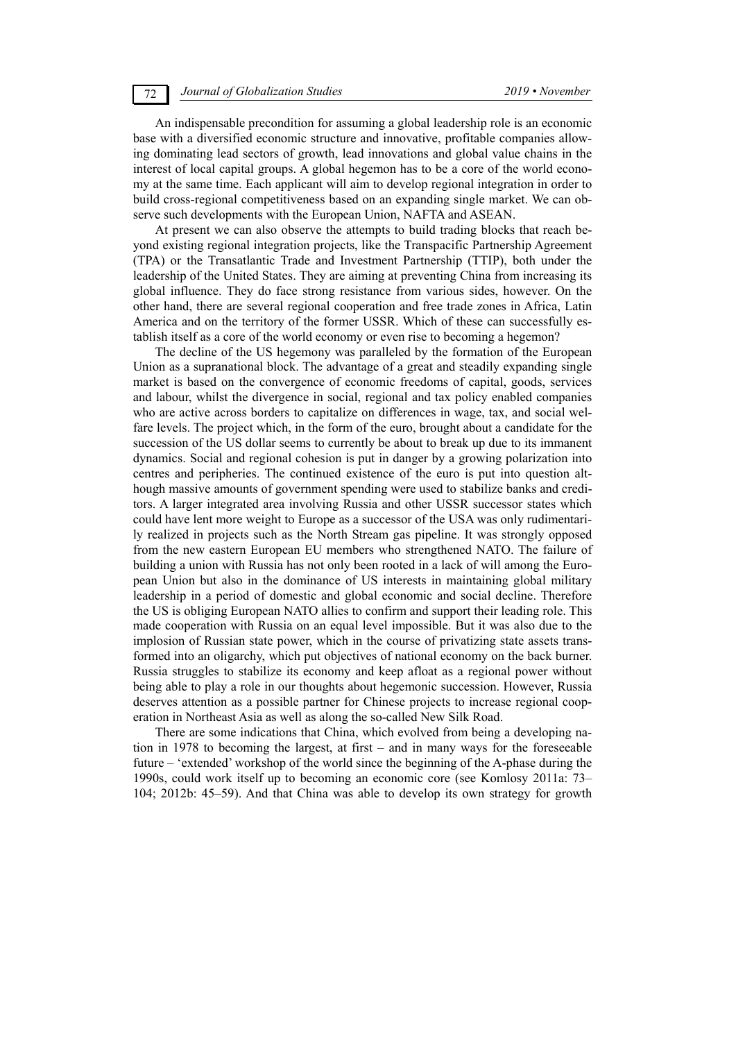An indispensable precondition for assuming a global leadership role is an economic base with a diversified economic structure and innovative, profitable companies allowing dominating lead sectors of growth, lead innovations and global value chains in the interest of local capital groups. A global hegemon has to be a core of the world economy at the same time. Each applicant will aim to develop regional integration in order to build cross-regional competitiveness based on an expanding single market. We can observe such developments with the European Union, NAFTA and ASEAN.

At present we can also observe the attempts to build trading blocks that reach beyond existing regional integration projects, like the Transpacific Partnership Agreement (TPA) or the Transatlantic Trade and Investment Partnership (TTIP), both under the leadership of the United States. They are aiming at preventing China from increasing its global influence. They do face strong resistance from various sides, however. On the other hand, there are several regional cooperation and free trade zones in Africa, Latin America and on the territory of the former USSR. Which of these can successfully establish itself as a core of the world economy or even rise to becoming a hegemon?

The decline of the US hegemony was paralleled by the formation of the European Union as a supranational block. The advantage of a great and steadily expanding single market is based on the convergence of economic freedoms of capital, goods, services and labour, whilst the divergence in social, regional and tax policy enabled companies who are active across borders to capitalize on differences in wage, tax, and social welfare levels. The project which, in the form of the euro, brought about a candidate for the succession of the US dollar seems to currently be about to break up due to its immanent dynamics. Social and regional cohesion is put in danger by a growing polarization into centres and peripheries. The continued existence of the euro is put into question although massive amounts of government spending were used to stabilize banks and creditors. A larger integrated area involving Russia and other USSR successor states which could have lent more weight to Europe as a successor of the USA was only rudimentarily realized in projects such as the North Stream gas pipeline. It was strongly opposed from the new eastern European EU members who strengthened NATO. The failure of building a union with Russia has not only been rooted in a lack of will among the European Union but also in the dominance of US interests in maintaining global military leadership in a period of domestic and global economic and social decline. Therefore the US is obliging European NATO allies to confirm and support their leading role. This made cooperation with Russia on an equal level impossible. But it was also due to the implosion of Russian state power, which in the course of privatizing state assets transformed into an oligarchy, which put objectives of national economy on the back burner. Russia struggles to stabilize its economy and keep afloat as a regional power without being able to play a role in our thoughts about hegemonic succession. However, Russia deserves attention as a possible partner for Chinese projects to increase regional cooperation in Northeast Asia as well as along the so-called New Silk Road.

There are some indications that China, which evolved from being a developing nation in 1978 to becoming the largest, at first – and in many ways for the foreseeable future – 'extended' workshop of the world since the beginning of the A-phase during the 1990s, could work itself up to becoming an economic core (see Komlosy 2011a: 73–104; 2012b: 45–59). And that China was able to develop its own strategy for growth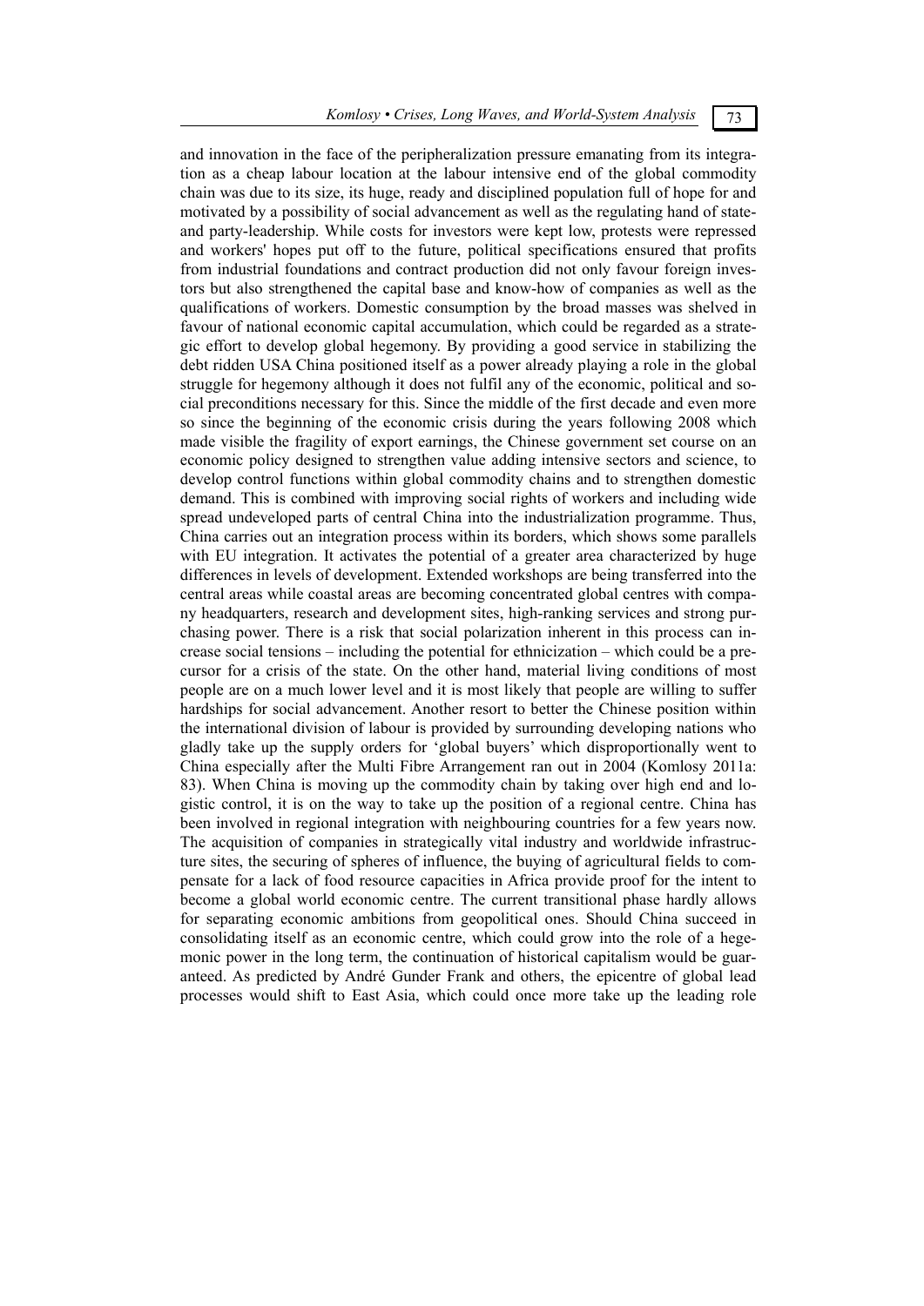and innovation in the face of the peripheralization pressure emanating from its integration as a cheap labour location at the labour intensive end of the global commodity chain was due to its size, its huge, ready and disciplined population full of hope for and motivated by a possibility of social advancement as well as the regulating hand of state- and party-leadership. While costs for investors were kept low, protests were repressed and workers' hopes put off to the future, political specifications ensured that profits from industrial foundations and contract production did not only favour foreign investors but also strengthened the capital base and know-how of companies as well as the qualifications of workers. Domestic consumption by the broad masses was shelved in favour of national economic capital accumulation, which could be regarded as a strategic effort to develop global hegemony. By providing a good service in stabilizing the debt ridden USA China positioned itself as a power already playing a role in the global struggle for hegemony although it does not fulfil any of the economic, political and social preconditions necessary for this. Since the middle of the first decade and even more so since the beginning of the economic crisis during the years following 2008 which made visible the fragility of export earnings, the Chinese government set course on an economic policy designed to strengthen value adding intensive sectors and science, to develop control functions within global commodity chains and to strengthen domestic demand. This is combined with improving social rights of workers and including wide spread undeveloped parts of central China into the industrialization programme. Thus, China carries out an integration process within its borders, which shows some parallels with EU integration. It activates the potential of a greater area characterized by huge differences in levels of development. Extended workshops are being transferred into the central areas while coastal areas are becoming concentrated global centres with company headquarters, research and development sites, high-ranking services and strong purchasing power. There is a risk that social polarization inherent in this process can increase social tensions – including the potential for ethnicization – which could be a precursor for a crisis of the state. On the other hand, material living conditions of most people are on a much lower level and it is most likely that people are willing to suffer hardships for social advancement. Another resort to better the Chinese position within the international division of labour is provided by surrounding developing nations who gladly take up the supply orders for 'global buyers' which disproportionally went to China especially after the Multi Fibre Arrangement ran out in 2004 (Komlosy 2011a: 83). When China is moving up the commodity chain by taking over high end and logistic control, it is on the way to take up the position of a regional centre. China has been involved in regional integration with neighbouring countries for a few years now. The acquisition of companies in strategically vital industry and worldwide infrastructure sites, the securing of spheres of influence, the buying of agricultural fields to compensate for a lack of food resource capacities in Africa provide proof for the intent to become a global world economic centre. The current transitional phase hardly allows for separating economic ambitions from geopolitical ones. Should China succeed in consolidating itself as an economic centre, which could grow into the role of a hegemonic power in the long term, the continuation of historical capitalism would be guaranteed. As predicted by André Gunder Frank and others, the epicentre of global lead processes would shift to East Asia, which could once more take up the leading role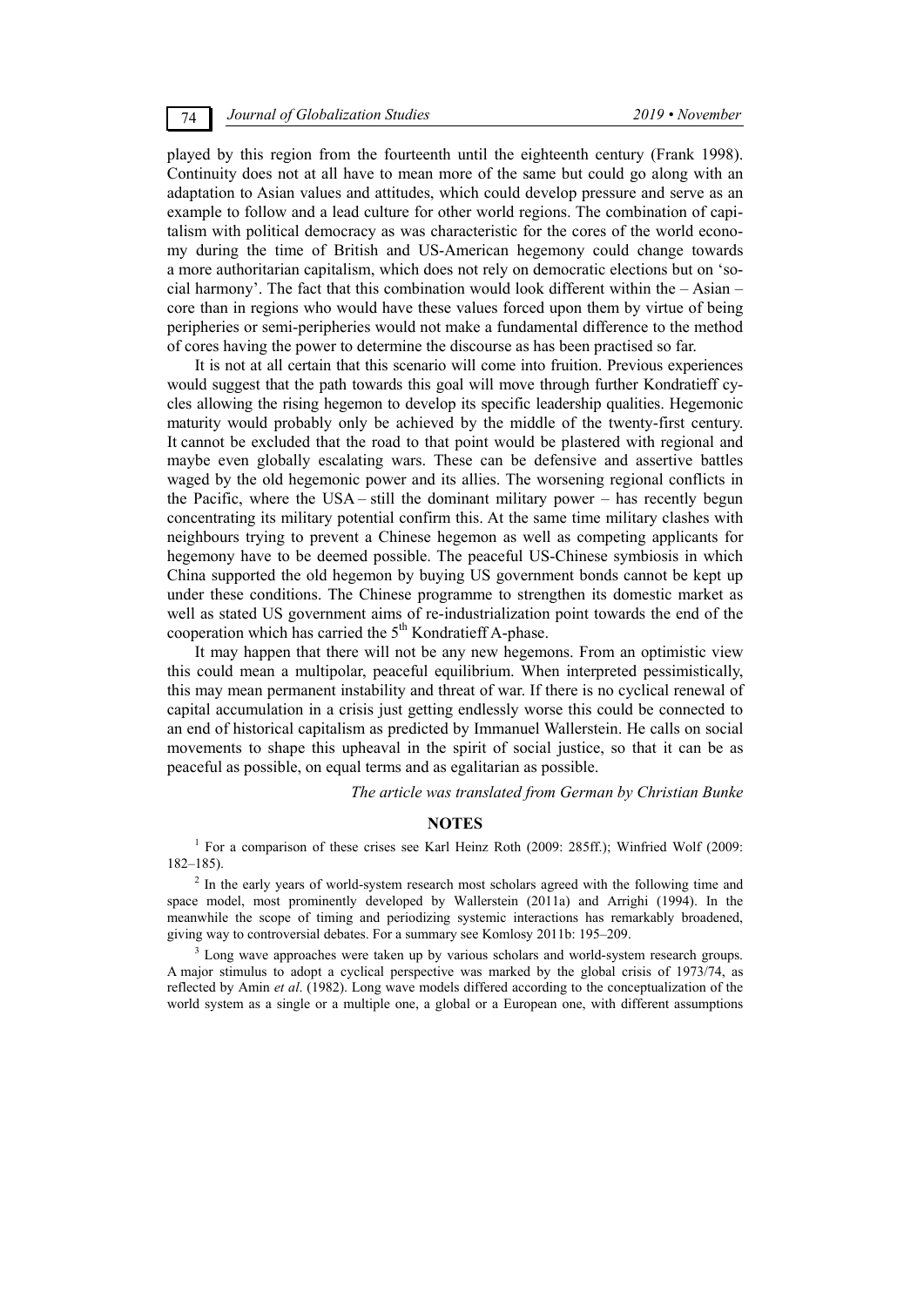played by this region from the fourteenth until the eighteenth century (Frank 1998). Continuity does not at all have to mean more of the same but could go along with an adaptation to Asian values and attitudes, which could develop pressure and serve as an example to follow and a lead culture for other world regions. The combination of capitalism with political democracy as was characteristic for the cores of the world economy during the time of British and US-American hegemony could change towards a more authoritarian capitalism, which does not rely on democratic elections but on 'social harmony'. The fact that this combination would look different within the – Asian – core than in regions who would have these values forced upon them by virtue of being peripheries or semi-peripheries would not make a fundamental difference to the method of cores having the power to determine the discourse as has been practised so far.

It is not at all certain that this scenario will come into fruition. Previous experiences would suggest that the path towards this goal will move through further Kondratieff cycles allowing the rising hegemon to develop its specific leadership qualities. Hegemonic maturity would probably only be achieved by the middle of the twenty-first century. It cannot be excluded that the road to that point would be plastered with regional and maybe even globally escalating wars. These can be defensive and assertive battles waged by the old hegemonic power and its allies. The worsening regional conflicts in the Pacific, where the USA – still the dominant military power – has recently begun concentrating its military potential confirm this. At the same time military clashes with neighbours trying to prevent a Chinese hegemon as well as competing applicants for hegemony have to be deemed possible. The peaceful US-Chinese symbiosis in which China supported the old hegemon by buying US government bonds cannot be kept up under these conditions. The Chinese programme to strengthen its domestic market as well as stated US government aims of re-industrialization point towards the end of the cooperation which has carried the 5th Kondratieff A-phase.

It may happen that there will not be any new hegemons. From an optimistic view this could mean a multipolar, peaceful equilibrium. When interpreted pessimistically, this may mean permanent instability and threat of war. If there is no cyclical renewal of capital accumulation in a crisis just getting endlessly worse this could be connected to an end of historical capitalism as predicted by Immanuel Wallerstein. He calls on social movements to shape this upheaval in the spirit of social justice, so that it can be as peaceful as possible, on equal terms and as egalitarian as possible.

*The article was translated from German by Christian Bunke*

## NOTES

[1] For a comparison of these crises see Karl Heinz Roth (2009: 285ff.); Winfried Wolf (2009: 182–185).

[2] In the early years of world-system research most scholars agreed with the following time and space model, most prominently developed by Wallerstein (2011a) and Arrighi (1994). In the meanwhile the scope of timing and periodizing systemic interactions has remarkably broadened, giving way to controversial debates. For a summary see Komlosy 2011b: 195–209.

[3] Long wave approaches were taken up by various scholars and world-system research groups. A major stimulus to adopt a cyclical perspective was marked by the global crisis of 1973/74, as reflected by Amin *et al*. (1982). Long wave models differed according to the conceptualization of the world system as a single or a multiple one, a global or a European one, with different assumptions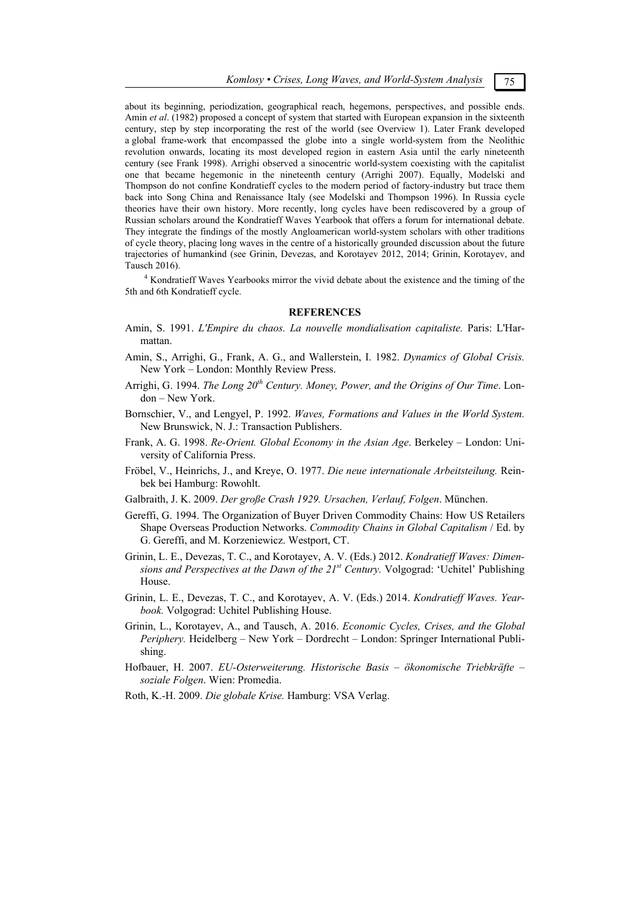about its beginning, periodization, geographical reach, hegemons, perspectives, and possible ends. Amin *et al*. (1982) proposed a concept of system that started with European expansion in the sixteenth century, step by step incorporating the rest of the world (see Overview 1). Later Frank developed a global frame-work that encompassed the globe into a single world-system from the Neolithic revolution onwards, locating its most developed region in eastern Asia until the early nineteenth century (see Frank 1998). Arrighi observed a sinocentric world-system coexisting with the capitalist one that became hegemonic in the nineteenth century (Arrighi 2007). Equally, Modelski and Thompson do not confine Kondratieff cycles to the modern period of factory-industry but trace them back into Song China and Renaissance Italy (see Modelski and Thompson 1996). In Russia cycle theories have their own history. More recently, long cycles have been rediscovered by a group of Russian scholars around the Kondratieff Waves Yearbook that offers a forum for international debate. They integrate the findings of the mostly Angloamerican world-system scholars with other traditions of cycle theory, placing long waves in the centre of a historically grounded discussion about the future trajectories of humankind (see Grinin, Devezas, and Korotayev 2012, 2014; Grinin, Korotayev, and Tausch 2016).

[4] Kondratieff Waves Yearbooks mirror the vivid debate about the existence and the timing of the 5th and 6th Kondratieff cycle.

## REFERENCES

Amin, S. 1991. *L'Empire du chaos. La nouvelle mondialisation capitaliste.* Paris: L'Harmattan.

Amin, S., Arrighi, G., Frank, A. G., and Wallerstein, I. 1982. *Dynamics of Global Crisis.* New York – London: Monthly Review Press.

Arrighi, G. 1994. *The Long 20th Century. Money, Power, and the Origins of Our Time*. London – New York.

Bornschier, V., and Lengyel, P. 1992. *Waves, Formations and Values in the World System.* New Brunswick, N. J.: Transaction Publishers.

Frank, A. G. 1998. *Re-Orient. Global Economy in the Asian Age*. Berkeley – London: University of California Press.

Fröbel, V., Heinrichs, J., and Kreye, O. 1977. *Die neue internationale Arbeitsteilung.* Reinbek bei Hamburg: Rowohlt.

Galbraith, J. K. 2009. *Der große Crash 1929. Ursachen, Verlauf, Folgen*. München.

Gereffi, G. 1994. The Organization of Buyer Driven Commodity Chains: How US Retailers Shape Overseas Production Networks. *Commodity Chains in Global Capitalism* / Ed. by G. Gereffi, and M. Korzeniewicz. Westport, CT.

Grinin, L. E., Devezas, T. C., and Korotayev, A. V. (Eds.) 2012. *Kondratieff Waves: Dimensions and Perspectives at the Dawn of the 21st Century.* Volgograd: 'Uchitel' Publishing House.

Grinin, L. E., Devezas, T. C., and Korotayev, A. V. (Eds.) 2014. *Kondratieff Waves. Yearbook.* Volgograd: Uchitel Publishing House.

Grinin, L., Korotayev, A., and Tausch, A. 2016. *Economic Cycles, Crises, and the Global Periphery.* Heidelberg – New York – Dordrecht – London: Springer International Publishing.

Hofbauer, H. 2007. *EU-Osterweiterung. Historische Basis – ökonomische Triebkräfte – soziale Folgen*. Wien: Promedia.

Roth, K.-H. 2009. *Die globale Krise.* Hamburg: VSA Verlag.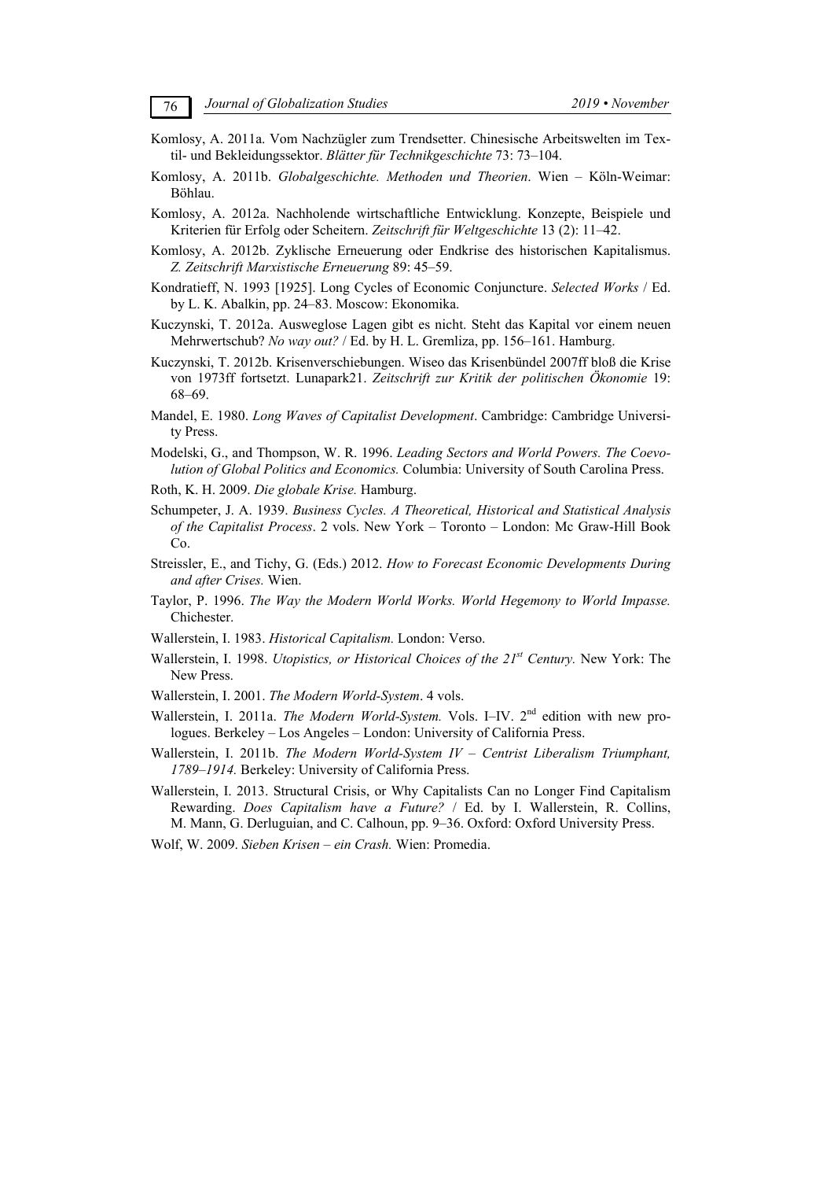Komlosy, A. 2011a. Vom Nachzügler zum Trendsetter. Chinesische Arbeitswelten im Textil- und Bekleidungssektor. *Blätter für Technikgeschichte* 73: 73–104.

Komlosy, A. 2011b. *Globalgeschichte. Methoden und Theorien*. Wien – Köln-Weimar: Böhlau.

Komlosy, A. 2012a. Nachholende wirtschaftliche Entwicklung. Konzepte, Beispiele und Kriterien für Erfolg oder Scheitern. *Zeitschrift für Weltgeschichte* 13 (2): 11–42.

Komlosy, A. 2012b. Zyklische Erneuerung oder Endkrise des historischen Kapitalismus. *Z. Zeitschrift Marxistische Erneuerung* 89: 45–59.

Kondratieff, N. 1993 [1925]. Long Cycles of Economic Conjuncture. *Selected Works* / Ed. by L. K. Abalkin, pp. 24–83. Moscow: Ekonomika.

Kuczynski, T. 2012a. Ausweglose Lagen gibt es nicht. Steht das Kapital vor einem neuen Mehrwertschub? *No way out?* / Ed. by H. L. Gremliza, pp. 156–161. Hamburg.

Kuczynski, T. 2012b. Krisenverschiebungen. Wiseo das Krisenbündel 2007ff bloß die Krise von 1973ff fortsetzt. Lunapark21. *Zeitschrift zur Kritik der politischen Ökonomie* 19: 68–69.

Mandel, E. 1980. *Long Waves of Capitalist Development*. Cambridge: Cambridge University Press.

Modelski, G., and Thompson, W. R. 1996. *Leading Sectors and World Powers. The Coevolution of Global Politics and Economics.* Columbia: University of South Carolina Press.

Roth, K. H. 2009. *Die globale Krise.* Hamburg.

Schumpeter, J. A. 1939. *Business Cycles. A Theoretical, Historical and Statistical Analysis of the Capitalist Process*. 2 vols. New York – Toronto – London: Mc Graw-Hill Book Co.

Streissler, E., and Tichy, G. (Eds.) 2012. *How to Forecast Economic Developments During and after Crises.* Wien.

Taylor, P. 1996. *The Way the Modern World Works. World Hegemony to World Impasse.* Chichester.

Wallerstein, I. 1983. *Historical Capitalism.* London: Verso.

Wallerstein, I. 1998. *Utopistics, or Historical Choices of the 21st Century.* New York: The New Press.

Wallerstein, I. 2001. *The Modern World-System*. 4 vols.

Wallerstein, I. 2011a. *The Modern World-System.* Vols. I–IV. 2nd edition with new prologues. Berkeley – Los Angeles – London: University of California Press.

Wallerstein, I. 2011b. *The Modern World-System IV – Centrist Liberalism Triumphant, 1789–1914.* Berkeley: University of California Press.

Wallerstein, I. 2013. Structural Crisis, or Why Capitalists Can no Longer Find Capitalism Rewarding. *Does Capitalism have a Future?* / Ed. by I. Wallerstein, R. Collins, M. Mann, G. Derluguian, and C. Calhoun, pp. 9–36. Oxford: Oxford University Press.

Wolf, W. 2009. *Sieben Krisen – ein Crash.* Wien: Promedia.